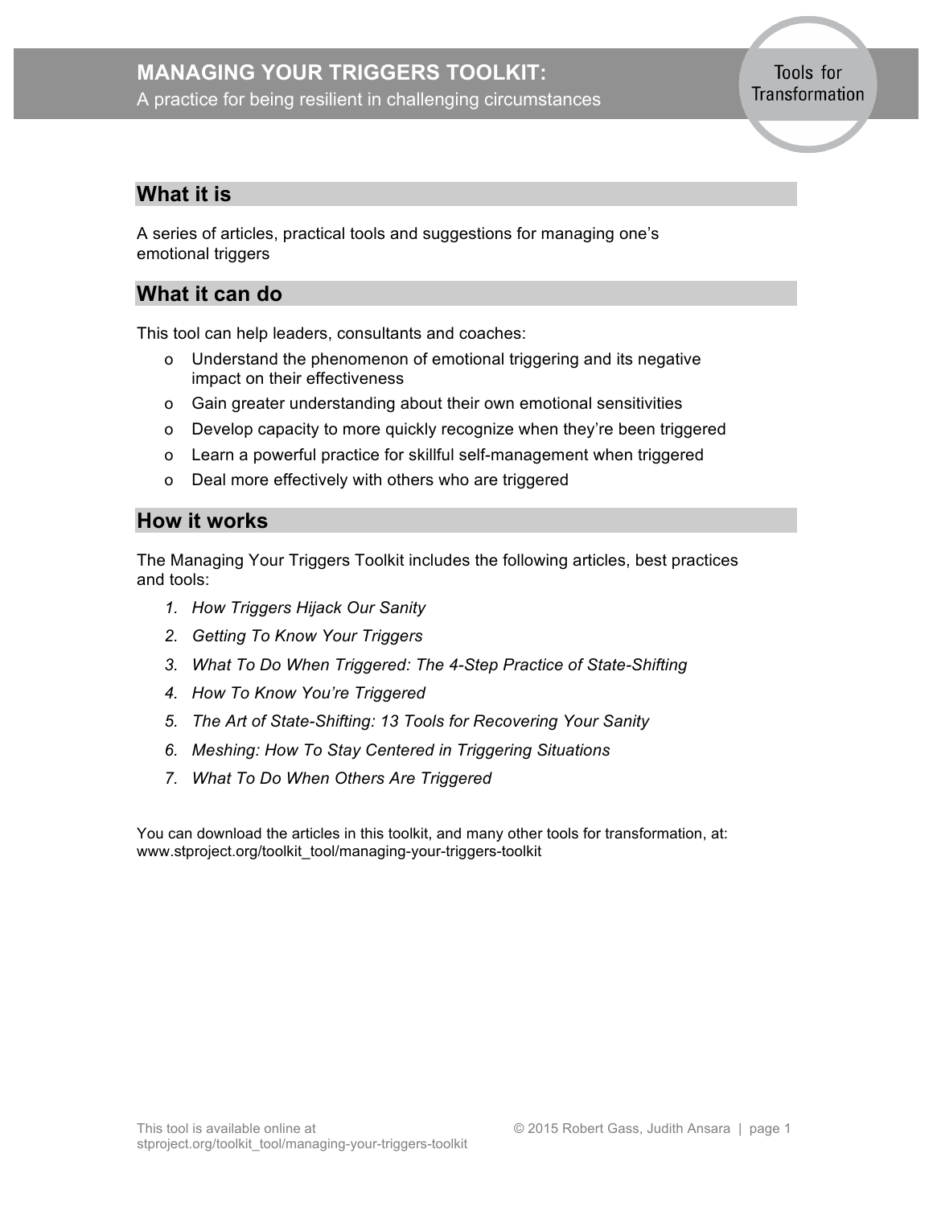# MANAGING YOUR TRIGGERS TOOLKIT:

A practice for being resilient in challenging circumstances

Tools for Transformation

## What it is

A series of articles, practical tools and suggestions for managing one's emotional triggers

## What it can do

This tool can help leaders, consultants and coaches:

- Understand the phenomenon of emotional triggering and its negative impact on their effectiveness
- Gain greater understanding about their own emotional sensitivities
- Develop capacity to more quickly recognize when they're been triggered
- Learn a powerful practice for skillful self-management when triggered
- Deal more effectively with others who are triggered

## How it works

The Managing Your Triggers Toolkit includes the following articles, best practices and tools:

1. *How Triggers Hijack Our Sanity*
2. *Getting To Know Your Triggers*
3. *What To Do When Triggered: The 4-Step Practice of State-Shifting*
4. *How To Know You're Triggered*
5. *The Art of State-Shifting: 13 Tools for Recovering Your Sanity*
6. *Meshing: How To Stay Centered in Triggering Situations*
7. *What To Do When Others Are Triggered*

You can download the articles in this toolkit, and many other tools for transformation, at: www.stproject.org/toolkit_tool/managing-your-triggers-toolkit

This tool is available online at stproject.org/toolkit_tool/managing-your-triggers-toolkit

© 2015 Robert Gass, Judith Ansara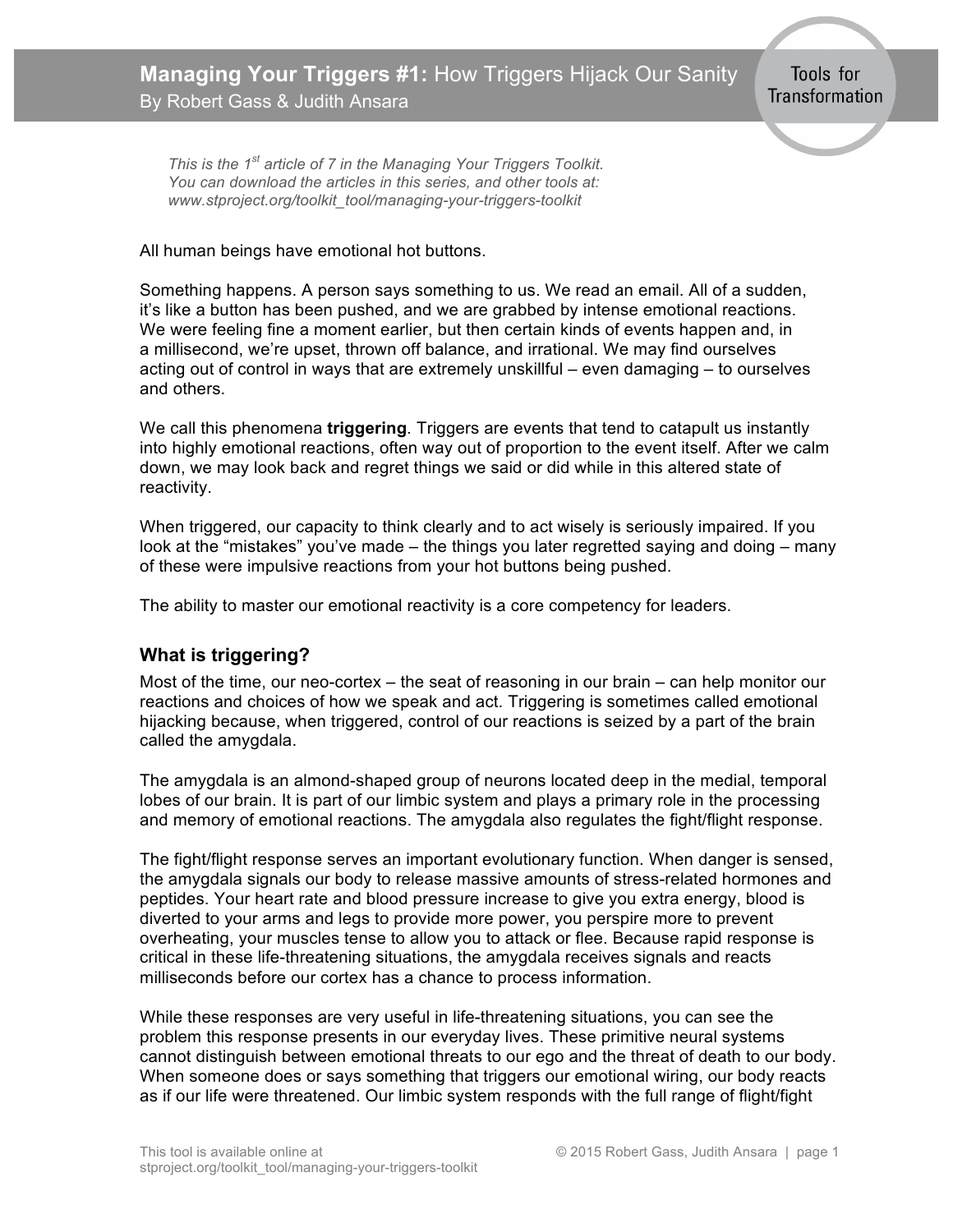# **Managing Your Triggers #1:** How Triggers Hijack Our Sanity

By Robert Gass & Judith Ansara

*This is the 1st article of 7 in the Managing Your Triggers Toolkit. You can download the articles in this series, and other tools at: www.stproject.org/toolkit_tool/managing-your-triggers-toolkit*

All human beings have emotional hot buttons.

Something happens. A person says something to us. We read an email. All of a sudden, it's like a button has been pushed, and we are grabbed by intense emotional reactions. We were feeling fine a moment earlier, but then certain kinds of events happen and, in a millisecond, we're upset, thrown off balance, and irrational. We may find ourselves acting out of control in ways that are extremely unskillful – even damaging – to ourselves and others.

We call this phenomena **triggering**. Triggers are events that tend to catapult us instantly into highly emotional reactions, often way out of proportion to the event itself. After we calm down, we may look back and regret things we said or did while in this altered state of reactivity.

When triggered, our capacity to think clearly and to act wisely is seriously impaired. If you look at the "mistakes" you've made – the things you later regretted saying and doing – many of these were impulsive reactions from your hot buttons being pushed.

The ability to master our emotional reactivity is a core competency for leaders.

## What is triggering?

Most of the time, our neo-cortex – the seat of reasoning in our brain – can help monitor our reactions and choices of how we speak and act. Triggering is sometimes called emotional hijacking because, when triggered, control of our reactions is seized by a part of the brain called the amygdala.

The amygdala is an almond-shaped group of neurons located deep in the medial, temporal lobes of our brain. It is part of our limbic system and plays a primary role in the processing and memory of emotional reactions. The amygdala also regulates the fight/flight response.

The fight/flight response serves an important evolutionary function. When danger is sensed, the amygdala signals our body to release massive amounts of stress-related hormones and peptides. Your heart rate and blood pressure increase to give you extra energy, blood is diverted to your arms and legs to provide more power, you perspire more to prevent overheating, your muscles tense to allow you to attack or flee. Because rapid response is critical in these life-threatening situations, the amygdala receives signals and reacts milliseconds before our cortex has a chance to process information.

While these responses are very useful in life-threatening situations, you can see the problem this response presents in our everyday lives. These primitive neural systems cannot distinguish between emotional threats to our ego and the threat of death to our body. When someone does or says something that triggers our emotional wiring, our body reacts as if our life were threatened. Our limbic system responds with the full range of flight/fight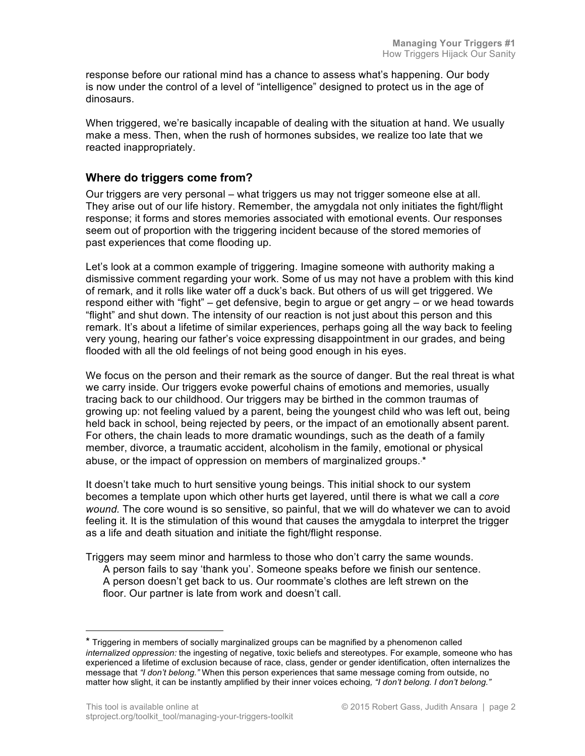response before our rational mind has a chance to assess what's happening. Our body is now under the control of a level of "intelligence" designed to protect us in the age of dinosaurs.

When triggered, we're basically incapable of dealing with the situation at hand. We usually make a mess. Then, when the rush of hormones subsides, we realize too late that we reacted inappropriately.

## Where do triggers come from?

Our triggers are very personal – what triggers us may not trigger someone else at all. They arise out of our life history. Remember, the amygdala not only initiates the fight/flight response; it forms and stores memories associated with emotional events. Our responses seem out of proportion with the triggering incident because of the stored memories of past experiences that come flooding up.

Let's look at a common example of triggering. Imagine someone with authority making a dismissive comment regarding your work. Some of us may not have a problem with this kind of remark, and it rolls like water off a duck's back. But others of us will get triggered. We respond either with "fight" – get defensive, begin to argue or get angry – or we head towards "flight" and shut down. The intensity of our reaction is not just about this person and this remark. It's about a lifetime of similar experiences, perhaps going all the way back to feeling very young, hearing our father's voice expressing disappointment in our grades, and being flooded with all the old feelings of not being good enough in his eyes.

We focus on the person and their remark as the source of danger. But the real threat is what we carry inside. Our triggers evoke powerful chains of emotions and memories, usually tracing back to our childhood. Our triggers may be birthed in the common traumas of growing up: not feeling valued by a parent, being the youngest child who was left out, being held back in school, being rejected by peers, or the impact of an emotionally absent parent. For others, the chain leads to more dramatic woundings, such as the death of a family member, divorce, a traumatic accident, alcoholism in the family, emotional or physical abuse, or the impact of oppression on members of marginalized groups.*

It doesn't take much to hurt sensitive young beings. This initial shock to our system becomes a template upon which other hurts get layered, until there is what we call a *core wound.* The core wound is so sensitive, so painful, that we will do whatever we can to avoid feeling it. It is the stimulation of this wound that causes the amygdala to interpret the trigger as a life and death situation and initiate the fight/flight response.

Triggers may seem minor and harmless to those who don't carry the same wounds.

> A person fails to say 'thank you'. Someone speaks before we finish our sentence. A person doesn't get back to us. Our roommate's clothes are left strewn on the floor. Our partner is late from work and doesn't call.

---

* Triggering in members of socially marginalized groups can be magnified by a phenomenon called *internalized oppression:* the ingesting of negative, toxic beliefs and stereotypes. For example, someone who has experienced a lifetime of exclusion because of race, class, gender or gender identification, often internalizes the message that *"I don't belong."* When this person experiences that same message coming from outside, no matter how slight, it can be instantly amplified by their inner voices echoing*, "I don't belong. I don't belong."*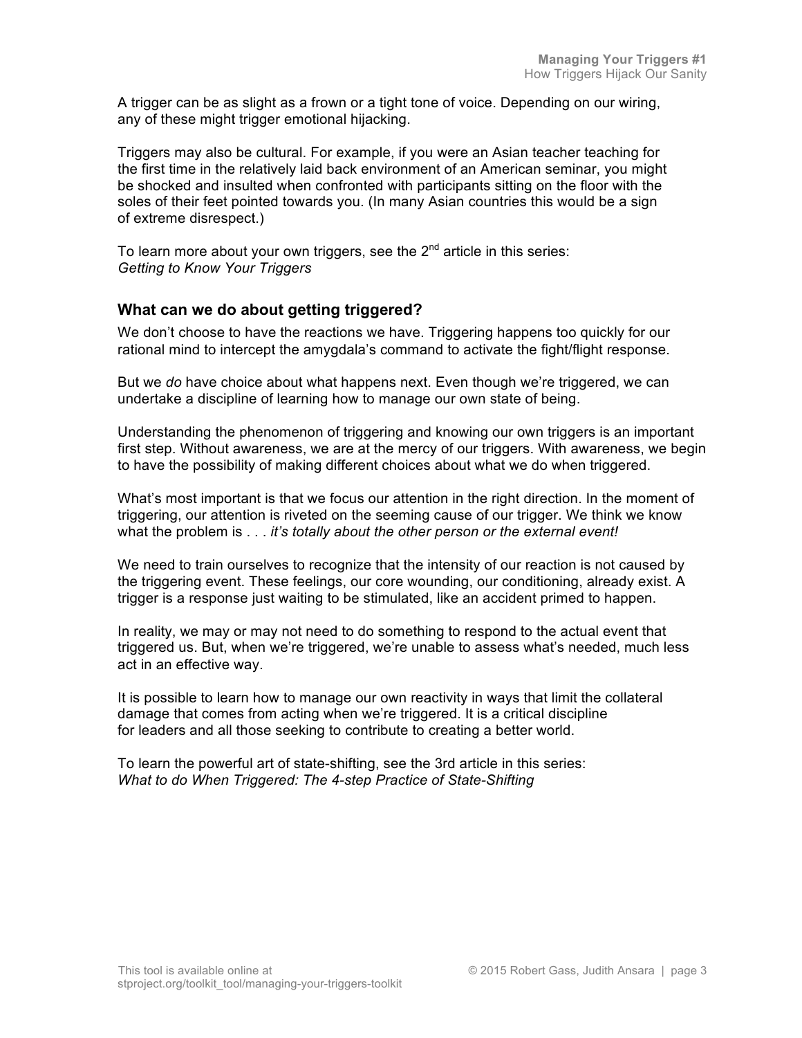A trigger can be as slight as a frown or a tight tone of voice. Depending on our wiring, any of these might trigger emotional hijacking.

Triggers may also be cultural. For example, if you were an Asian teacher teaching for the first time in the relatively laid back environment of an American seminar, you might be shocked and insulted when confronted with participants sitting on the floor with the soles of their feet pointed towards you. (In many Asian countries this would be a sign of extreme disrespect.)

To learn more about your own triggers, see the 2nd article in this series: *Getting to Know Your Triggers*

### What can we do about getting triggered?

We don't choose to have the reactions we have. Triggering happens too quickly for our rational mind to intercept the amygdala's command to activate the fight/flight response.

But we *do* have choice about what happens next. Even though we're triggered, we can undertake a discipline of learning how to manage our own state of being.

Understanding the phenomenon of triggering and knowing our own triggers is an important first step. Without awareness, we are at the mercy of our triggers. With awareness, we begin to have the possibility of making different choices about what we do when triggered.

What's most important is that we focus our attention in the right direction. In the moment of triggering, our attention is riveted on the seeming cause of our trigger. We think we know what the problem is . . . *it's totally about the other person or the external event!*

We need to train ourselves to recognize that the intensity of our reaction is not caused by the triggering event. These feelings, our core wounding, our conditioning, already exist. A trigger is a response just waiting to be stimulated, like an accident primed to happen.

In reality, we may or may not need to do something to respond to the actual event that triggered us. But, when we're triggered, we're unable to assess what's needed, much less act in an effective way.

It is possible to learn how to manage our own reactivity in ways that limit the collateral damage that comes from acting when we're triggered. It is a critical discipline for leaders and all those seeking to contribute to creating a better world.

To learn the powerful art of state-shifting, see the 3rd article in this series: *What to do When Triggered: The 4-step Practice of State-Shifting*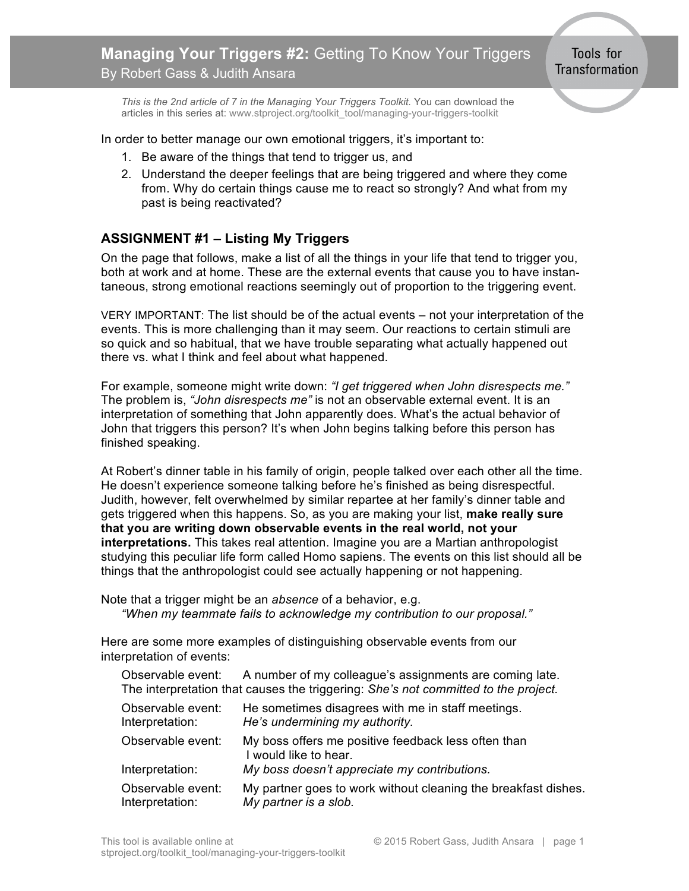# **Managing Your Triggers #2:** Getting To Know Your Triggers

By Robert Gass & Judith Ansara

*This is the 2nd article of 7 in the Managing Your Triggers Toolkit.* You can download the articles in this series at: www.stproject.org/toolkit_tool/managing-your-triggers-toolkit

In order to better manage our own emotional triggers, it's important to:

1. Be aware of the things that tend to trigger us, and
2. Understand the deeper feelings that are being triggered and where they come from. Why do certain things cause me to react so strongly? And what from my past is being reactivated?

## ASSIGNMENT #1 – Listing My Triggers

On the page that follows, make a list of all the things in your life that tend to trigger you, both at work and at home. These are the external events that cause you to have instantaneous, strong emotional reactions seemingly out of proportion to the triggering event.

VERY IMPORTANT: The list should be of the actual events – not your interpretation of the events. This is more challenging than it may seem. Our reactions to certain stimuli are so quick and so habitual, that we have trouble separating what actually happened out there vs. what I think and feel about what happened.

For example, someone might write down: *"I get triggered when John disrespects me."* The problem is, *"John disrespects me"* is not an observable external event. It is an interpretation of something that John apparently does. What's the actual behavior of John that triggers this person? It's when John begins talking before this person has finished speaking.

At Robert's dinner table in his family of origin, people talked over each other all the time. He doesn't experience someone talking before he's finished as being disrespectful. Judith, however, felt overwhelmed by similar repartee at her family's dinner table and gets triggered when this happens. So, as you are making your list, **make really sure that you are writing down observable events in the real world, not your interpretations.** This takes real attention. Imagine you are a Martian anthropologist studying this peculiar life form called Homo sapiens. The events on this list should all be things that the anthropologist could see actually happening or not happening.

Note that a trigger might be an *absence* of a behavior, e.g.
*"When my teammate fails to acknowledge my contribution to our proposal."*

Here are some more examples of distinguishing observable events from our interpretation of events:

Observable event: A number of my colleague's assignments are coming late.
The interpretation that causes the triggering: *She's not committed to the project.*

| | |
|---|---|
| Observable event: | He sometimes disagrees with me in staff meetings. |
| Interpretation: | *He's undermining my authority.* |
| Observable event: | My boss offers me positive feedback less often than I would like to hear. |
| Interpretation: | *My boss doesn't appreciate my contributions.* |
| Observable event: | My partner goes to work without cleaning the breakfast dishes. |
| Interpretation: | *My partner is a slob.* |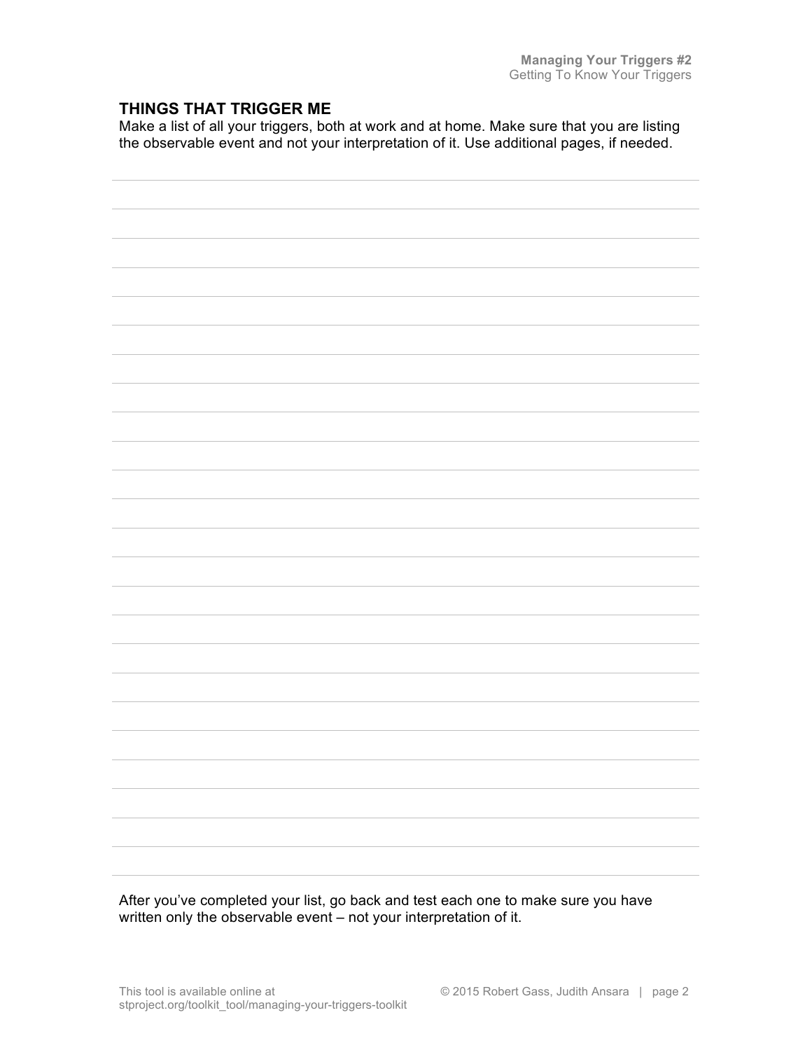## THINGS THAT TRIGGER ME

Make a list of all your triggers, both at work and at home. Make sure that you are listing the observable event and not your interpretation of it. Use additional pages, if needed.

After you've completed your list, go back and test each one to make sure you have written only the observable event – not your interpretation of it.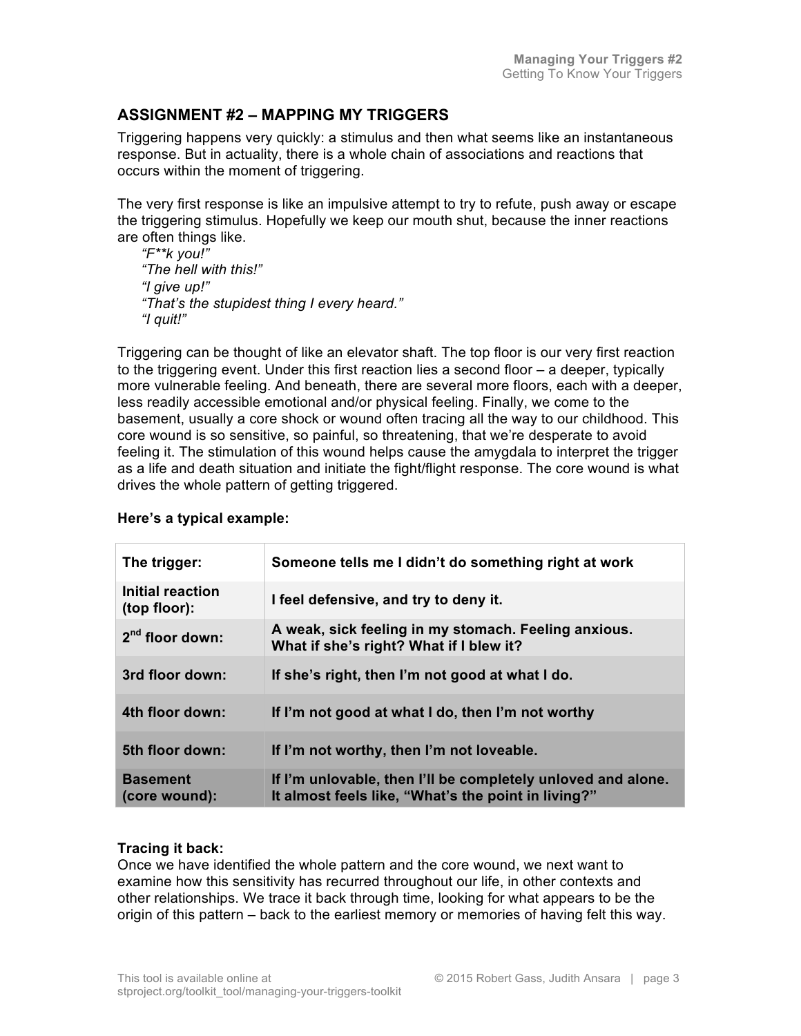## ASSIGNMENT #2 – MAPPING MY TRIGGERS

Triggering happens very quickly: a stimulus and then what seems like an instantaneous response. But in actuality, there is a whole chain of associations and reactions that occurs within the moment of triggering.

The very first response is like an impulsive attempt to try to refute, push away or escape the triggering stimulus. Hopefully we keep our mouth shut, because the inner reactions are often things like.

*"F**k you!"*
*"The hell with this!"*
*"I give up!"*
*"That's the stupidest thing I every heard."*
*"I quit!"*

Triggering can be thought of like an elevator shaft. The top floor is our very first reaction to the triggering event. Under this first reaction lies a second floor – a deeper, typically more vulnerable feeling. And beneath, there are several more floors, each with a deeper, less readily accessible emotional and/or physical feeling. Finally, we come to the basement, usually a core shock or wound often tracing all the way to our childhood. This core wound is so sensitive, so painful, so threatening, that we're desperate to avoid feeling it. The stimulation of this wound helps cause the amygdala to interpret the trigger as a life and death situation and initiate the fight/flight response. The core wound is what drives the whole pattern of getting triggered.

**Here's a typical example:**

| **The trigger:** | **Someone tells me I didn't do something right at work** |
|---|---|
| **Initial reaction (top floor):** | **I feel defensive, and try to deny it.** |
| **2nd floor down:** | **A weak, sick feeling in my stomach. Feeling anxious. What if she's right? What if I blew it?** |
| **3rd floor down:** | **If she's right, then I'm not good at what I do.** |
| **4th floor down:** | **If I'm not good at what I do, then I'm not worthy** |
| **5th floor down:** | **If I'm not worthy, then I'm not loveable.** |
| **Basement (core wound):** | **If I'm unlovable, then I'll be completely unloved and alone. It almost feels like, "What's the point in living?"** |

**Tracing it back:**
Once we have identified the whole pattern and the core wound, we next want to examine how this sensitivity has recurred throughout our life, in other contexts and other relationships. We trace it back through time, looking for what appears to be the origin of this pattern – back to the earliest memory or memories of having felt this way.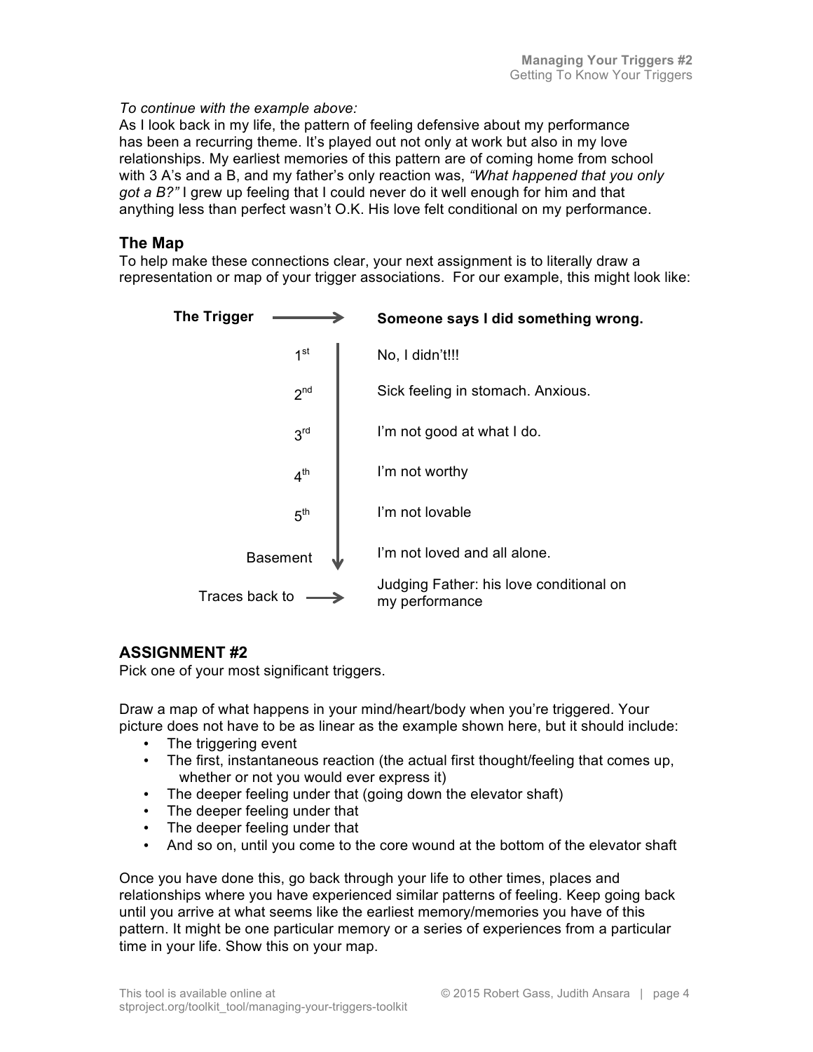*To continue with the example above:*
As I look back in my life, the pattern of feeling defensive about my performance has been a recurring theme. It's played out not only at work but also in my love relationships. My earliest memories of this pattern are of coming home from school with 3 A's and a B, and my father's only reaction was, *"What happened that you only got a B?"* I grew up feeling that I could never do it well enough for him and that anything less than perfect wasn't O.K. His love felt conditional on my performance.

## The Map

To help make these connections clear, your next assignment is to literally draw a representation or map of your trigger associations. For our example, this might look like:

| | |
|---|---|
| **The Trigger** → | **Someone says I did something wrong.** |
| 1st | No, I didn't!!! |
| 2nd | Sick feeling in stomach. Anxious. |
| 3rd | I'm not good at what I do. |
| 4th | I'm not worthy |
| 5th | I'm not lovable |
| Basement | I'm not loved and all alone. |
| Traces back to → | Judging Father: his love conditional on my performance |

## ASSIGNMENT #2

Pick one of your most significant triggers.

Draw a map of what happens in your mind/heart/body when you're triggered. Your picture does not have to be as linear as the example shown here, but it should include:

- The triggering event
- The first, instantaneous reaction (the actual first thought/feeling that comes up, whether or not you would ever express it)
- The deeper feeling under that (going down the elevator shaft)
- The deeper feeling under that
- The deeper feeling under that
- And so on, until you come to the core wound at the bottom of the elevator shaft

Once you have done this, go back through your life to other times, places and relationships where you have experienced similar patterns of feeling. Keep going back until you arrive at what seems like the earliest memory/memories you have of this pattern. It might be one particular memory or a series of experiences from a particular time in your life. Show this on your map.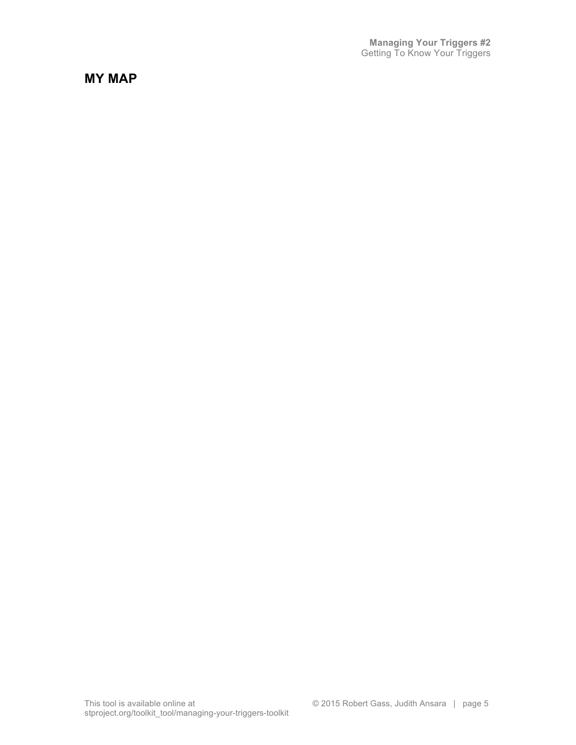## MY MAP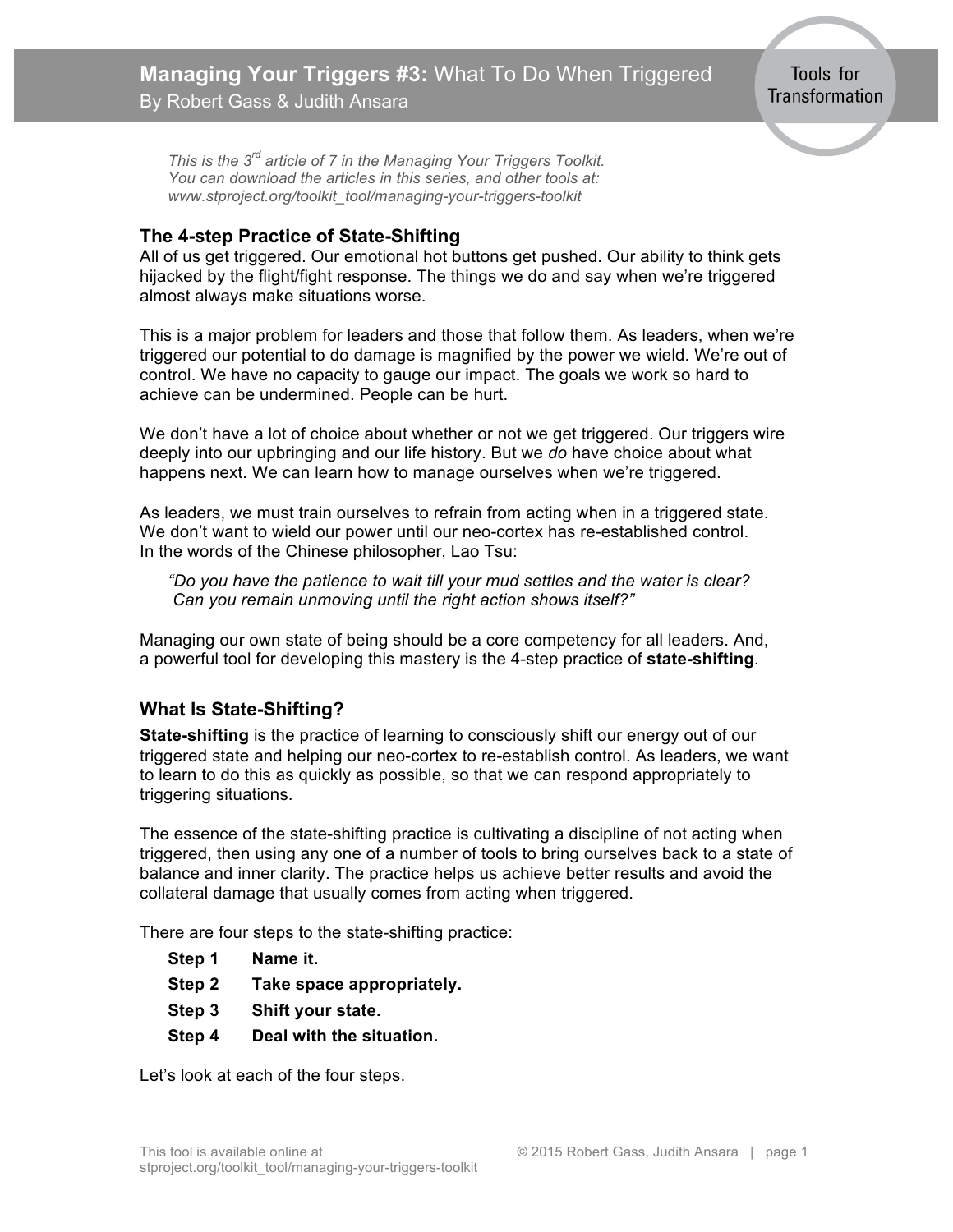# **Managing Your Triggers #3:** What To Do When Triggered

By Robert Gass & Judith Ansara

Tools for Transformation

*This is the 3rd article of 7 in the Managing Your Triggers Toolkit.*
*You can download the articles in this series, and other tools at:*
*www.stproject.org/toolkit_tool/managing-your-triggers-toolkit*

## The 4-step Practice of State-Shifting

All of us get triggered. Our emotional hot buttons get pushed. Our ability to think gets hijacked by the flight/fight response. The things we do and say when we're triggered almost always make situations worse.

This is a major problem for leaders and those that follow them. As leaders, when we're triggered our potential to do damage is magnified by the power we wield. We're out of control. We have no capacity to gauge our impact. The goals we work so hard to achieve can be undermined. People can be hurt.

We don't have a lot of choice about whether or not we get triggered. Our triggers wire deeply into our upbringing and our life history. But we *do* have choice about what happens next. We can learn how to manage ourselves when we're triggered.

As leaders, we must train ourselves to refrain from acting when in a triggered state. We don't want to wield our power until our neo-cortex has re-established control. In the words of the Chinese philosopher, Lao Tsu:

> *"Do you have the patience to wait till your mud settles and the water is clear?*
> *Can you remain unmoving until the right action shows itself?"*

Managing our own state of being should be a core competency for all leaders. And, a powerful tool for developing this mastery is the 4-step practice of **state-shifting**.

## What Is State-Shifting?

**State-shifting** is the practice of learning to consciously shift our energy out of our triggered state and helping our neo-cortex to re-establish control. As leaders, we want to learn to do this as quickly as possible, so that we can respond appropriately to triggering situations.

The essence of the state-shifting practice is cultivating a discipline of not acting when triggered, then using any one of a number of tools to bring ourselves back to a state of balance and inner clarity. The practice helps us achieve better results and avoid the collateral damage that usually comes from acting when triggered.

There are four steps to the state-shifting practice:

**Step 1** **Name it.**
**Step 2** **Take space appropriately.**
**Step 3** **Shift your state.**
**Step 4** **Deal with the situation.**

Let's look at each of the four steps.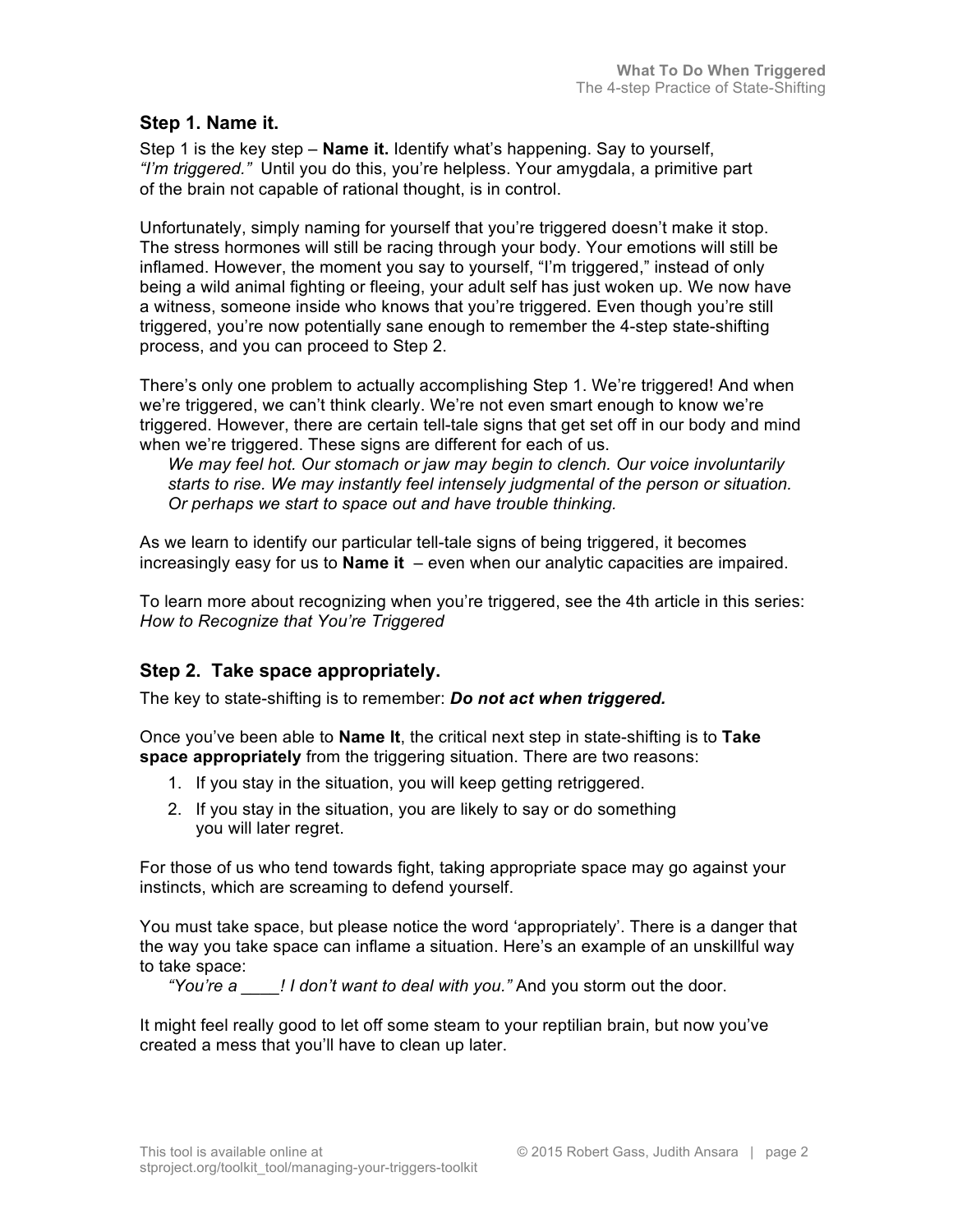## Step 1. Name it.

Step 1 is the key step – **Name it.** Identify what's happening. Say to yourself, *"I'm triggered."* Until you do this, you're helpless. Your amygdala, a primitive part of the brain not capable of rational thought, is in control.

Unfortunately, simply naming for yourself that you're triggered doesn't make it stop. The stress hormones will still be racing through your body. Your emotions will still be inflamed. However, the moment you say to yourself, "I'm triggered," instead of only being a wild animal fighting or fleeing, your adult self has just woken up. We now have a witness, someone inside who knows that you're triggered. Even though you're still triggered, you're now potentially sane enough to remember the 4-step state-shifting process, and you can proceed to Step 2.

There's only one problem to actually accomplishing Step 1. We're triggered! And when we're triggered, we can't think clearly. We're not even smart enough to know we're triggered. However, there are certain tell-tale signs that get set off in our body and mind when we're triggered. These signs are different for each of us.

> *We may feel hot. Our stomach or jaw may begin to clench. Our voice involuntarily starts to rise. We may instantly feel intensely judgmental of the person or situation. Or perhaps we start to space out and have trouble thinking.*

As we learn to identify our particular tell-tale signs of being triggered, it becomes increasingly easy for us to **Name it** – even when our analytic capacities are impaired.

To learn more about recognizing when you're triggered, see the 4th article in this series: *How to Recognize that You're Triggered*

## Step 2. Take space appropriately.

The key to state-shifting is to remember: ***Do not act when triggered.***

Once you've been able to **Name It**, the critical next step in state-shifting is to **Take space appropriately** from the triggering situation. There are two reasons:

1. If you stay in the situation, you will keep getting retriggered.
2. If you stay in the situation, you are likely to say or do something you will later regret.

For those of us who tend towards fight, taking appropriate space may go against your instincts, which are screaming to defend yourself.

You must take space, but please notice the word 'appropriately'. There is a danger that the way you take space can inflame a situation. Here's an example of an unskillful way to take space:

> *"You're a ____! I don't want to deal with you."* And you storm out the door.

It might feel really good to let off some steam to your reptilian brain, but now you've created a mess that you'll have to clean up later.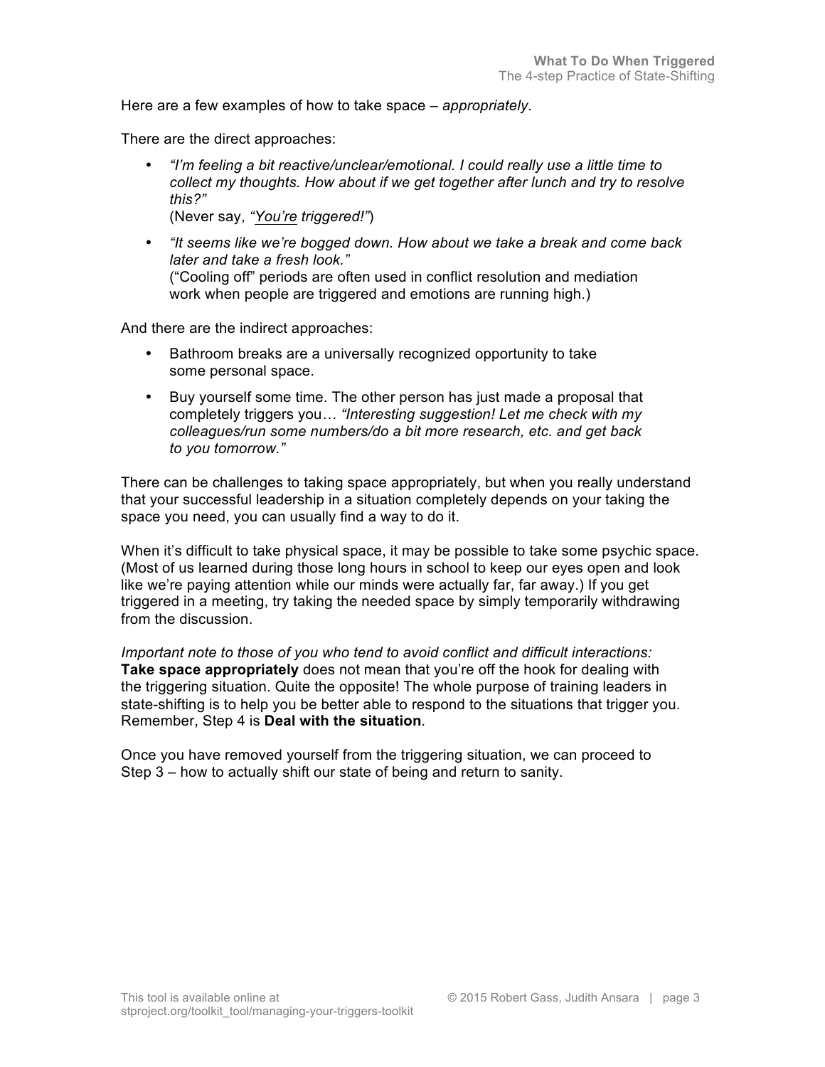Here are a few examples of how to take space – *appropriately*.

There are the direct approaches:

- *"I'm feeling a bit reactive/unclear/emotional. I could really use a little time to collect my thoughts. How about if we get together after lunch and try to resolve this?"*
  (Never say, *"You're triggered!"*)
- *"It seems like we're bogged down. How about we take a break and come back later and take a fresh look."*
  ("Cooling off" periods are often used in conflict resolution and mediation work when people are triggered and emotions are running high.)

And there are the indirect approaches:

- Bathroom breaks are a universally recognized opportunity to take some personal space.
- Buy yourself some time. The other person has just made a proposal that completely triggers you*… "Interesting suggestion! Let me check with my colleagues/run some numbers/do a bit more research, etc. and get back to you tomorrow."*

There can be challenges to taking space appropriately, but when you really understand that your successful leadership in a situation completely depends on your taking the space you need, you can usually find a way to do it.

When it's difficult to take physical space, it may be possible to take some psychic space. (Most of us learned during those long hours in school to keep our eyes open and look like we're paying attention while our minds were actually far, far away.) If you get triggered in a meeting, try taking the needed space by simply temporarily withdrawing from the discussion.

*Important note to those of you who tend to avoid conflict and difficult interactions:* **Take space appropriately** does not mean that you're off the hook for dealing with the triggering situation. Quite the opposite! The whole purpose of training leaders in state-shifting is to help you be better able to respond to the situations that trigger you. Remember, Step 4 is **Deal with the situation**.

Once you have removed yourself from the triggering situation, we can proceed to Step 3 – how to actually shift our state of being and return to sanity.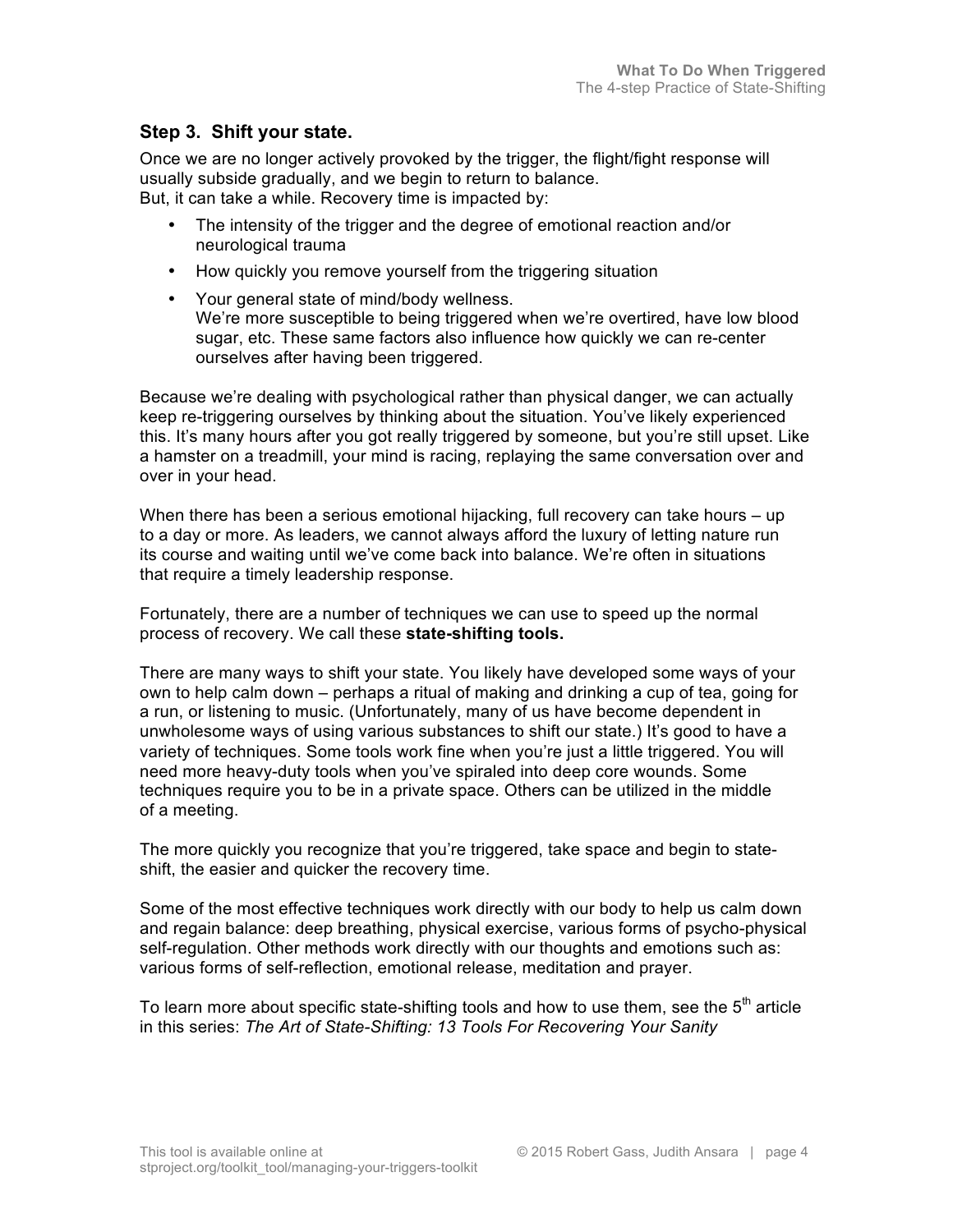## Step 3. Shift your state.

Once we are no longer actively provoked by the trigger, the flight/fight response will usually subside gradually, and we begin to return to balance.
But, it can take a while. Recovery time is impacted by:

- The intensity of the trigger and the degree of emotional reaction and/or neurological trauma
- How quickly you remove yourself from the triggering situation
- Your general state of mind/body wellness.
  We're more susceptible to being triggered when we're overtired, have low blood sugar, etc. These same factors also influence how quickly we can re-center ourselves after having been triggered.

Because we're dealing with psychological rather than physical danger, we can actually keep re-triggering ourselves by thinking about the situation. You've likely experienced this. It's many hours after you got really triggered by someone, but you're still upset. Like a hamster on a treadmill, your mind is racing, replaying the same conversation over and over in your head.

When there has been a serious emotional hijacking, full recovery can take hours – up to a day or more. As leaders, we cannot always afford the luxury of letting nature run its course and waiting until we've come back into balance. We're often in situations that require a timely leadership response.

Fortunately, there are a number of techniques we can use to speed up the normal process of recovery. We call these **state-shifting tools.**

There are many ways to shift your state. You likely have developed some ways of your own to help calm down – perhaps a ritual of making and drinking a cup of tea, going for a run, or listening to music. (Unfortunately, many of us have become dependent in unwholesome ways of using various substances to shift our state.) It's good to have a variety of techniques. Some tools work fine when you're just a little triggered. You will need more heavy-duty tools when you've spiraled into deep core wounds. Some techniques require you to be in a private space. Others can be utilized in the middle of a meeting.

The more quickly you recognize that you're triggered, take space and begin to state-shift, the easier and quicker the recovery time.

Some of the most effective techniques work directly with our body to help us calm down and regain balance: deep breathing, physical exercise, various forms of psycho-physical self-regulation. Other methods work directly with our thoughts and emotions such as: various forms of self-reflection, emotional release, meditation and prayer.

To learn more about specific state-shifting tools and how to use them, see the 5th article in this series: *The Art of State-Shifting: 13 Tools For Recovering Your Sanity*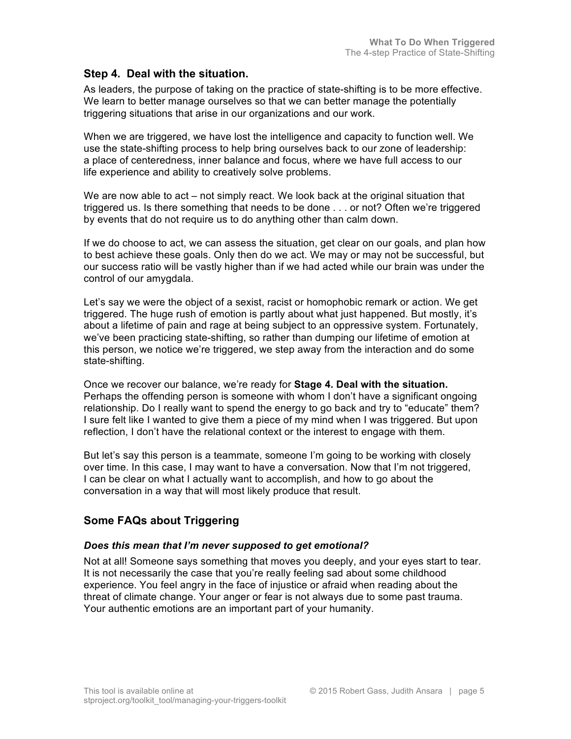## Step 4. Deal with the situation.

As leaders, the purpose of taking on the practice of state-shifting is to be more effective. We learn to better manage ourselves so that we can better manage the potentially triggering situations that arise in our organizations and our work.

When we are triggered, we have lost the intelligence and capacity to function well. We use the state-shifting process to help bring ourselves back to our zone of leadership: a place of centeredness, inner balance and focus, where we have full access to our life experience and ability to creatively solve problems.

We are now able to act – not simply react. We look back at the original situation that triggered us. Is there something that needs to be done . . . or not? Often we're triggered by events that do not require us to do anything other than calm down.

If we do choose to act, we can assess the situation, get clear on our goals, and plan how to best achieve these goals. Only then do we act. We may or may not be successful, but our success ratio will be vastly higher than if we had acted while our brain was under the control of our amygdala.

Let's say we were the object of a sexist, racist or homophobic remark or action. We get triggered. The huge rush of emotion is partly about what just happened. But mostly, it's about a lifetime of pain and rage at being subject to an oppressive system. Fortunately, we've been practicing state-shifting, so rather than dumping our lifetime of emotion at this person, we notice we're triggered, we step away from the interaction and do some state-shifting.

Once we recover our balance, we're ready for **Stage 4. Deal with the situation.** Perhaps the offending person is someone with whom I don't have a significant ongoing relationship. Do I really want to spend the energy to go back and try to "educate" them? I sure felt like I wanted to give them a piece of my mind when I was triggered. But upon reflection, I don't have the relational context or the interest to engage with them.

But let's say this person is a teammate, someone I'm going to be working with closely over time. In this case, I may want to have a conversation. Now that I'm not triggered, I can be clear on what I actually want to accomplish, and how to go about the conversation in a way that will most likely produce that result.

## Some FAQs about Triggering

### *Does this mean that I'm never supposed to get emotional?*

Not at all! Someone says something that moves you deeply, and your eyes start to tear. It is not necessarily the case that you're really feeling sad about some childhood experience. You feel angry in the face of injustice or afraid when reading about the threat of climate change. Your anger or fear is not always due to some past trauma. Your authentic emotions are an important part of your humanity.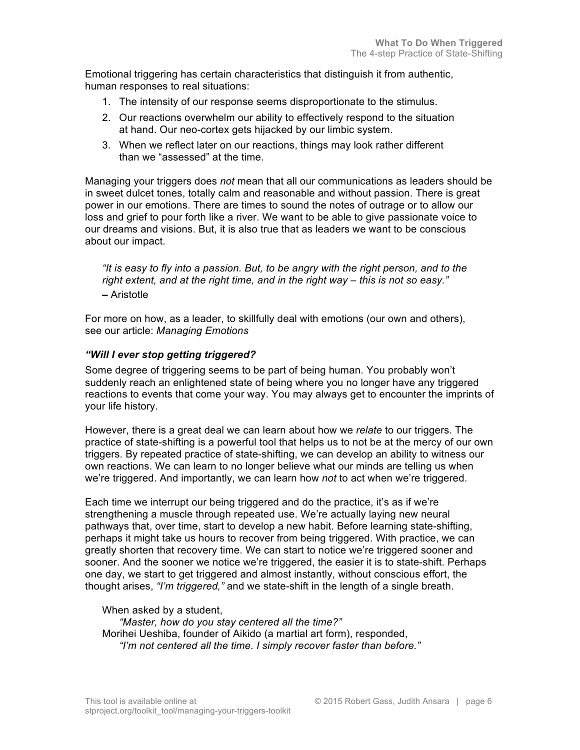Emotional triggering has certain characteristics that distinguish it from authentic, human responses to real situations:

1. The intensity of our response seems disproportionate to the stimulus.
2. Our reactions overwhelm our ability to effectively respond to the situation at hand. Our neo-cortex gets hijacked by our limbic system.
3. When we reflect later on our reactions, things may look rather different than we "assessed" at the time.

Managing your triggers does *not* mean that all our communications as leaders should be in sweet dulcet tones, totally calm and reasonable and without passion. There is great power in our emotions. There are times to sound the notes of outrage or to allow our loss and grief to pour forth like a river. We want to be able to give passionate voice to our dreams and visions. But, it is also true that as leaders we want to be conscious about our impact.

> *"It is easy to fly into a passion. But, to be angry with the right person, and to the right extent, and at the right time, and in the right way – this is not so easy."*
> **–** Aristotle

For more on how, as a leader, to skillfully deal with emotions (our own and others), see our article: *Managing Emotions*

### *"Will I ever stop getting triggered?*

Some degree of triggering seems to be part of being human. You probably won't suddenly reach an enlightened state of being where you no longer have any triggered reactions to events that come your way. You may always get to encounter the imprints of your life history.

However, there is a great deal we can learn about how we *relate* to our triggers. The practice of state-shifting is a powerful tool that helps us to not be at the mercy of our own triggers. By repeated practice of state-shifting, we can develop an ability to witness our own reactions. We can learn to no longer believe what our minds are telling us when we're triggered. And importantly, we can learn how *not* to act when we're triggered.

Each time we interrupt our being triggered and do the practice, it's as if we're strengthening a muscle through repeated use. We're actually laying new neural pathways that, over time, start to develop a new habit. Before learning state-shifting, perhaps it might take us hours to recover from being triggered. With practice, we can greatly shorten that recovery time. We can start to notice we're triggered sooner and sooner. And the sooner we notice we're triggered, the easier it is to state-shift. Perhaps one day, we start to get triggered and almost instantly, without conscious effort, the thought arises, *"I'm triggered,"* and we state-shift in the length of a single breath.

> When asked by a student,
> *"Master, how do you stay centered all the time?"*
> Morihei Ueshiba, founder of Aikido (a martial art form), responded,
> *"I'm not centered all the time. I simply recover faster than before."*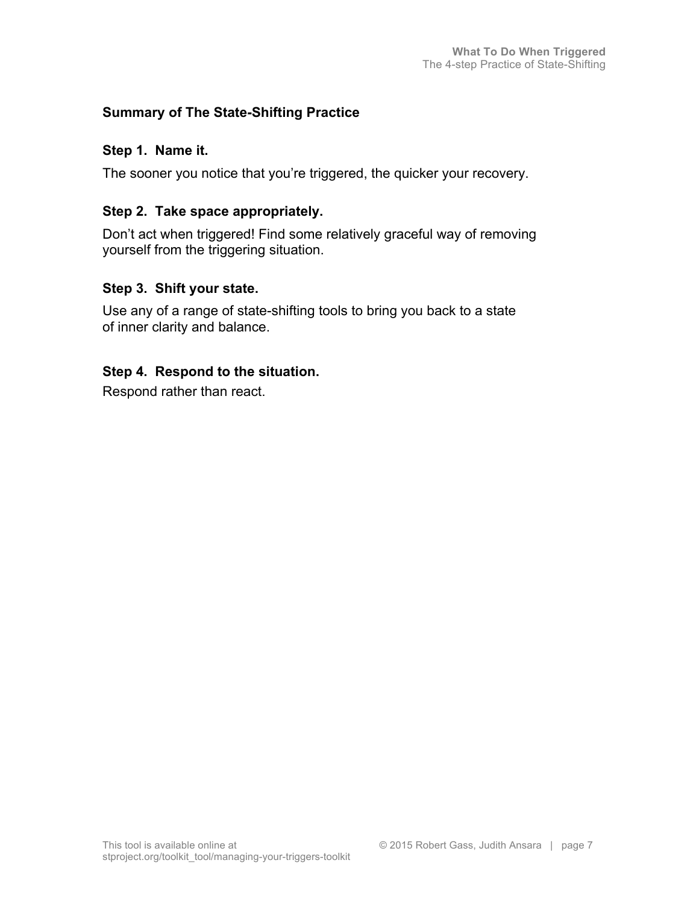## Summary of The State-Shifting Practice

### Step 1. Name it.

The sooner you notice that you're triggered, the quicker your recovery.

### Step 2. Take space appropriately.

Don't act when triggered! Find some relatively graceful way of removing yourself from the triggering situation.

### Step 3. Shift your state.

Use any of a range of state-shifting tools to bring you back to a state of inner clarity and balance.

### Step 4. Respond to the situation.

Respond rather than react.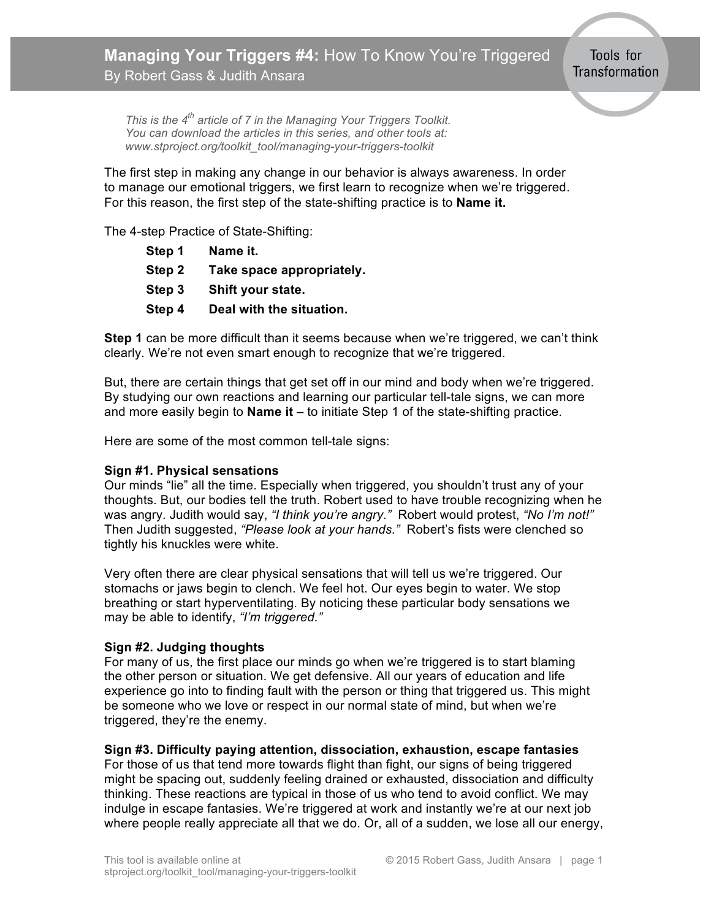# Managing Your Triggers #4: How To Know You're Triggered

By Robert Gass & Judith Ansara

*This is the 4th article of 7 in the Managing Your Triggers Toolkit. You can download the articles in this series, and other tools at: www.stproject.org/toolkit_tool/managing-your-triggers-toolkit*

The first step in making any change in our behavior is always awareness. In order to manage our emotional triggers, we first learn to recognize when we're triggered. For this reason, the first step of the state-shifting practice is to **Name it.**

The 4-step Practice of State-Shifting:

- **Step 1 Name it.**
- **Step 2 Take space appropriately.**
- **Step 3 Shift your state.**
- **Step 4 Deal with the situation.**

**Step 1** can be more difficult than it seems because when we're triggered, we can't think clearly. We're not even smart enough to recognize that we're triggered.

But, there are certain things that get set off in our mind and body when we're triggered. By studying our own reactions and learning our particular tell-tale signs, we can more and more easily begin to **Name it** – to initiate Step 1 of the state-shifting practice.

Here are some of the most common tell-tale signs:

**Sign #1. Physical sensations**
Our minds "lie" all the time. Especially when triggered, you shouldn't trust any of your thoughts. But, our bodies tell the truth. Robert used to have trouble recognizing when he was angry. Judith would say, *"I think you're angry."* Robert would protest, *"No I'm not!"* Then Judith suggested, *"Please look at your hands."* Robert's fists were clenched so tightly his knuckles were white.

Very often there are clear physical sensations that will tell us we're triggered. Our stomachs or jaws begin to clench. We feel hot. Our eyes begin to water. We stop breathing or start hyperventilating. By noticing these particular body sensations we may be able to identify, *"I'm triggered."*

**Sign #2. Judging thoughts**
For many of us, the first place our minds go when we're triggered is to start blaming the other person or situation. We get defensive. All our years of education and life experience go into to finding fault with the person or thing that triggered us. This might be someone who we love or respect in our normal state of mind, but when we're triggered, they're the enemy.

**Sign #3. Difficulty paying attention, dissociation, exhaustion, escape fantasies**
For those of us that tend more towards flight than fight, our signs of being triggered might be spacing out, suddenly feeling drained or exhausted, dissociation and difficulty thinking. These reactions are typical in those of us who tend to avoid conflict. We may indulge in escape fantasies. We're triggered at work and instantly we're at our next job where people really appreciate all that we do. Or, all of a sudden, we lose all our energy,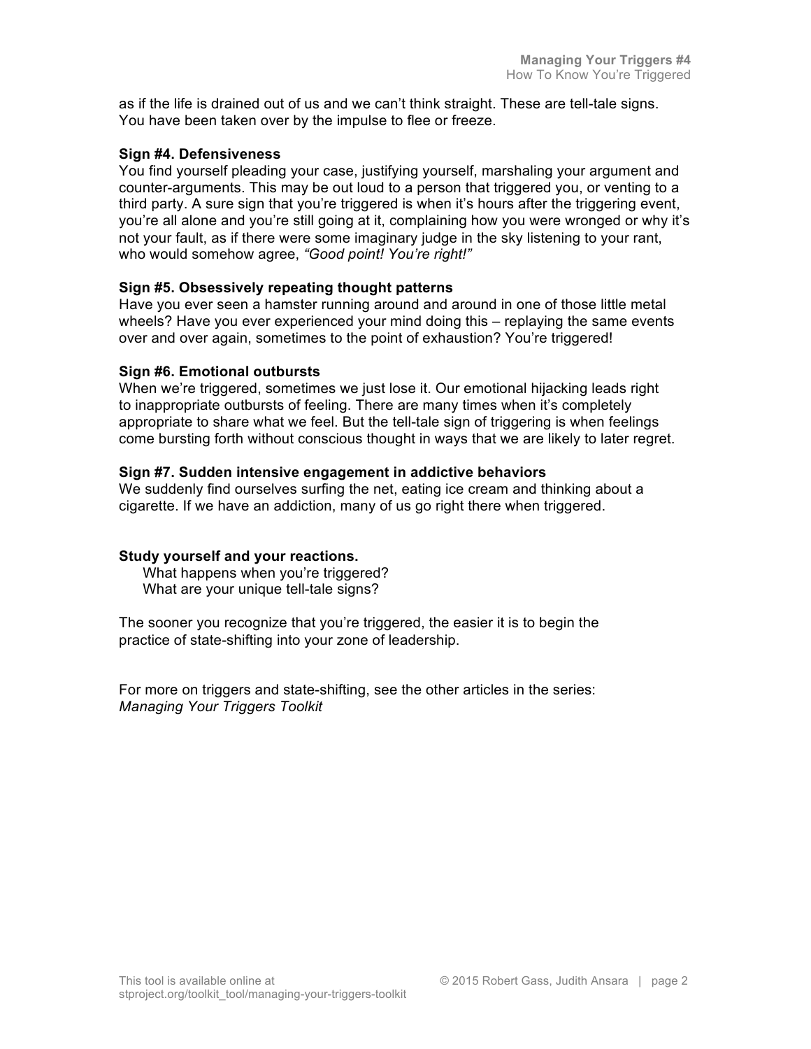as if the life is drained out of us and we can't think straight. These are tell-tale signs. You have been taken over by the impulse to flee or freeze.

**Sign #4. Defensiveness**
You find yourself pleading your case, justifying yourself, marshaling your argument and counter-arguments. This may be out loud to a person that triggered you, or venting to a third party. A sure sign that you're triggered is when it's hours after the triggering event, you're all alone and you're still going at it, complaining how you were wronged or why it's not your fault, as if there were some imaginary judge in the sky listening to your rant, who would somehow agree, *"Good point! You're right!"*

**Sign #5. Obsessively repeating thought patterns**
Have you ever seen a hamster running around and around in one of those little metal wheels? Have you ever experienced your mind doing this – replaying the same events over and over again, sometimes to the point of exhaustion? You're triggered!

**Sign #6. Emotional outbursts**
When we're triggered, sometimes we just lose it. Our emotional hijacking leads right to inappropriate outbursts of feeling. There are many times when it's completely appropriate to share what we feel. But the tell-tale sign of triggering is when feelings come bursting forth without conscious thought in ways that we are likely to later regret.

**Sign #7. Sudden intensive engagement in addictive behaviors**
We suddenly find ourselves surfing the net, eating ice cream and thinking about a cigarette. If we have an addiction, many of us go right there when triggered.

**Study yourself and your reactions.**

What happens when you're triggered?
What are your unique tell-tale signs?

The sooner you recognize that you're triggered, the easier it is to begin the practice of state-shifting into your zone of leadership.

For more on triggers and state-shifting, see the other articles in the series:
*Managing Your Triggers Toolkit*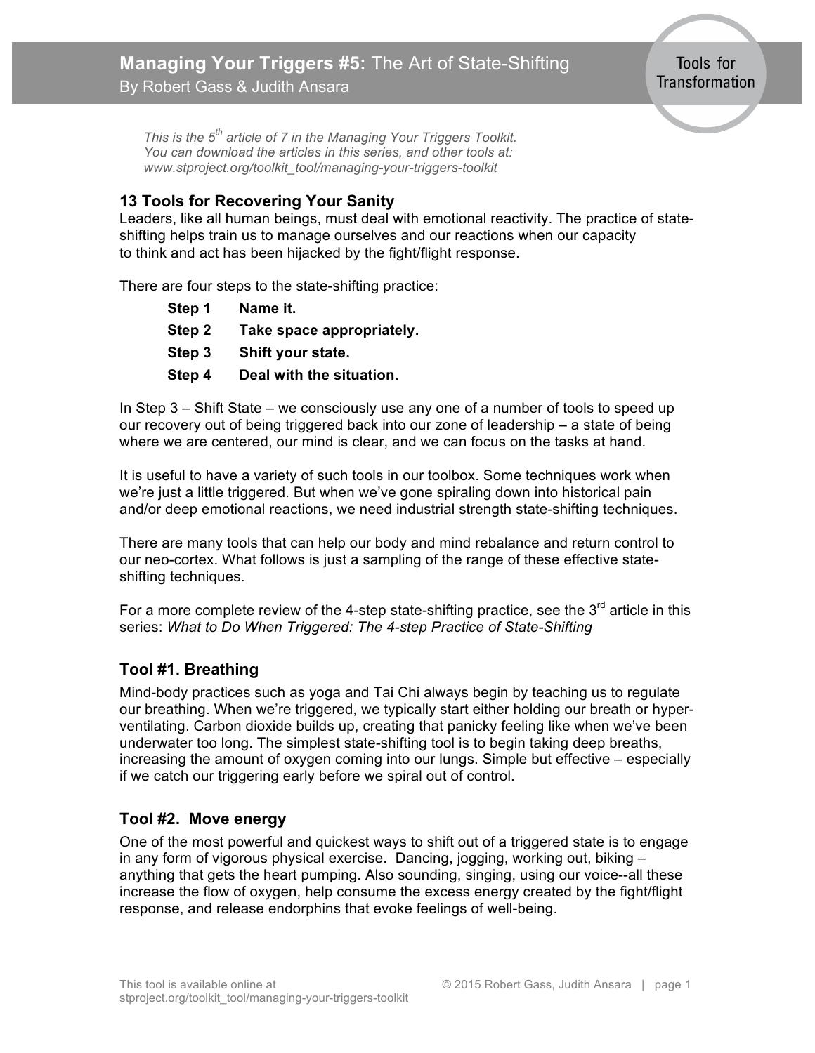# Managing Your Triggers #5: The Art of State-Shifting

By Robert Gass & Judith Ansara

Tools for Transformation

*This is the 5th article of 7 in the Managing Your Triggers Toolkit. You can download the articles in this series, and other tools at: www.stproject.org/toolkit_tool/managing-your-triggers-toolkit*

## 13 Tools for Recovering Your Sanity

Leaders, like all human beings, must deal with emotional reactivity. The practice of state-shifting helps train us to manage ourselves and our reactions when our capacity to think and act has been hijacked by the fight/flight response.

There are four steps to the state-shifting practice:

- **Step 1 Name it.**
- **Step 2 Take space appropriately.**
- **Step 3 Shift your state.**
- **Step 4 Deal with the situation.**

In Step 3 – Shift State – we consciously use any one of a number of tools to speed up our recovery out of being triggered back into our zone of leadership – a state of being where we are centered, our mind is clear, and we can focus on the tasks at hand.

It is useful to have a variety of such tools in our toolbox. Some techniques work when we're just a little triggered. But when we've gone spiraling down into historical pain and/or deep emotional reactions, we need industrial strength state-shifting techniques.

There are many tools that can help our body and mind rebalance and return control to our neo-cortex. What follows is just a sampling of the range of these effective state-shifting techniques.

For a more complete review of the 4-step state-shifting practice, see the 3rd article in this series: *What to Do When Triggered: The 4-step Practice of State-Shifting*

### Tool #1. Breathing

Mind-body practices such as yoga and Tai Chi always begin by teaching us to regulate our breathing. When we're triggered, we typically start either holding our breath or hyper-ventilating. Carbon dioxide builds up, creating that panicky feeling like when we've been underwater too long. The simplest state-shifting tool is to begin taking deep breaths, increasing the amount of oxygen coming into our lungs. Simple but effective – especially if we catch our triggering early before we spiral out of control.

### Tool #2. Move energy

One of the most powerful and quickest ways to shift out of a triggered state is to engage in any form of vigorous physical exercise. Dancing, jogging, working out, biking – anything that gets the heart pumping. Also sounding, singing, using our voice--all these increase the flow of oxygen, help consume the excess energy created by the fight/flight response, and release endorphins that evoke feelings of well-being.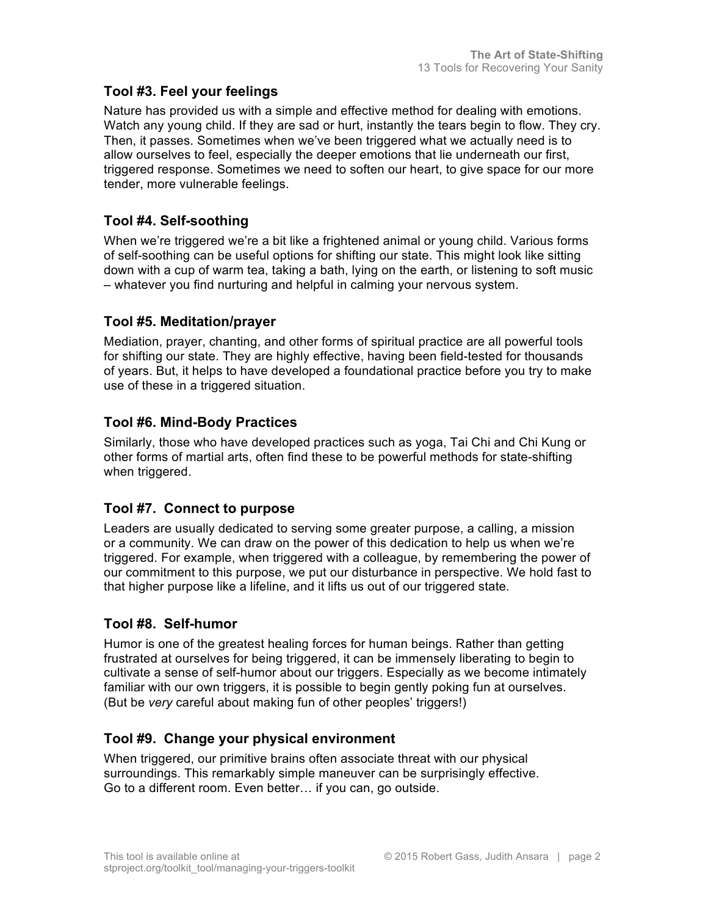### Tool #3. Feel your feelings

Nature has provided us with a simple and effective method for dealing with emotions. Watch any young child. If they are sad or hurt, instantly the tears begin to flow. They cry. Then, it passes. Sometimes when we've been triggered what we actually need is to allow ourselves to feel, especially the deeper emotions that lie underneath our first, triggered response. Sometimes we need to soften our heart, to give space for our more tender, more vulnerable feelings.

### Tool #4. Self-soothing

When we're triggered we're a bit like a frightened animal or young child. Various forms of self-soothing can be useful options for shifting our state. This might look like sitting down with a cup of warm tea, taking a bath, lying on the earth, or listening to soft music – whatever you find nurturing and helpful in calming your nervous system.

### Tool #5. Meditation/prayer

Mediation, prayer, chanting, and other forms of spiritual practice are all powerful tools for shifting our state. They are highly effective, having been field-tested for thousands of years. But, it helps to have developed a foundational practice before you try to make use of these in a triggered situation.

### Tool #6. Mind-Body Practices

Similarly, those who have developed practices such as yoga, Tai Chi and Chi Kung or other forms of martial arts, often find these to be powerful methods for state-shifting when triggered.

### Tool #7. Connect to purpose

Leaders are usually dedicated to serving some greater purpose, a calling, a mission or a community. We can draw on the power of this dedication to help us when we're triggered. For example, when triggered with a colleague, by remembering the power of our commitment to this purpose, we put our disturbance in perspective. We hold fast to that higher purpose like a lifeline, and it lifts us out of our triggered state.

### Tool #8. Self-humor

Humor is one of the greatest healing forces for human beings. Rather than getting frustrated at ourselves for being triggered, it can be immensely liberating to begin to cultivate a sense of self-humor about our triggers. Especially as we become intimately familiar with our own triggers, it is possible to begin gently poking fun at ourselves. (But be *very* careful about making fun of other peoples' triggers!)

### Tool #9. Change your physical environment

When triggered, our primitive brains often associate threat with our physical surroundings. This remarkably simple maneuver can be surprisingly effective. Go to a different room. Even better… if you can, go outside.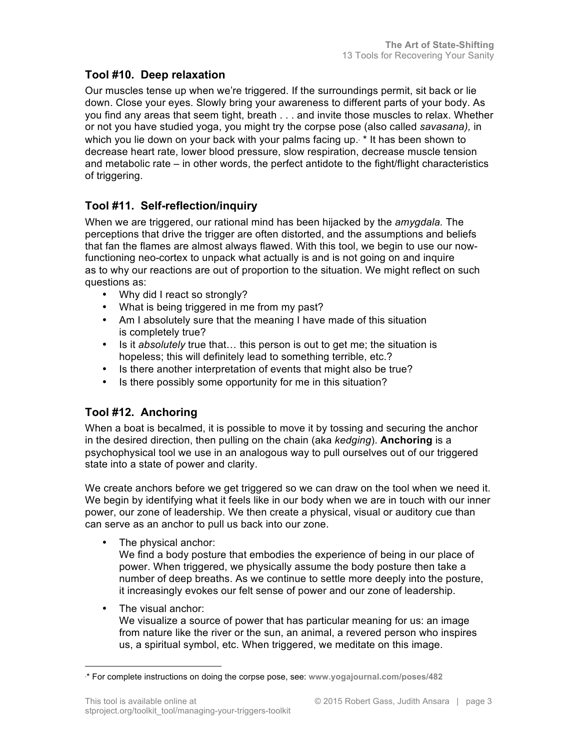### Tool #10. Deep relaxation

Our muscles tense up when we're triggered. If the surroundings permit, sit back or lie down. Close your eyes. Slowly bring your awareness to different parts of your body. As you find any areas that seem tight, breath . . . and invite those muscles to relax. Whether or not you have studied yoga, you might try the corpse pose (also called *savasana),* in which you lie down on your back with your palms facing up. * It has been shown to decrease heart rate, lower blood pressure, slow respiration, decrease muscle tension and metabolic rate – in other words, the perfect antidote to the fight/flight characteristics of triggering.

### Tool #11. Self-reflection/inquiry

When we are triggered, our rational mind has been hijacked by the *amygdala.* The perceptions that drive the trigger are often distorted, and the assumptions and beliefs that fan the flames are almost always flawed. With this tool, we begin to use our now-functioning neo-cortex to unpack what actually is and is not going on and inquire as to why our reactions are out of proportion to the situation. We might reflect on such questions as:

- Why did I react so strongly?
- What is being triggered in me from my past?
- Am I absolutely sure that the meaning I have made of this situation is completely true?
- Is it *absolutely* true that… this person is out to get me; the situation is hopeless; this will definitely lead to something terrible, etc.?
- Is there another interpretation of events that might also be true?
- Is there possibly some opportunity for me in this situation?

### Tool #12. Anchoring

When a boat is becalmed, it is possible to move it by tossing and securing the anchor in the desired direction, then pulling on the chain (aka *kedging*). **Anchoring** is a psychophysical tool we use in an analogous way to pull ourselves out of our triggered state into a state of power and clarity.

We create anchors before we get triggered so we can draw on the tool when we need it. We begin by identifying what it feels like in our body when we are in touch with our inner power, our zone of leadership. We then create a physical, visual or auditory cue than can serve as an anchor to pull us back into our zone.

- The physical anchor:
  We find a body posture that embodies the experience of being in our place of power. When triggered, we physically assume the body posture then take a number of deep breaths. As we continue to settle more deeply into the posture, it increasingly evokes our felt sense of power and our zone of leadership.
- The visual anchor:
  We visualize a source of power that has particular meaning for us: an image from nature like the river or the sun, an animal, a revered person who inspires us, a spiritual symbol, etc. When triggered, we meditate on this image.

* For complete instructions on doing the corpse pose, see: **www.yogajournal.com/poses/482**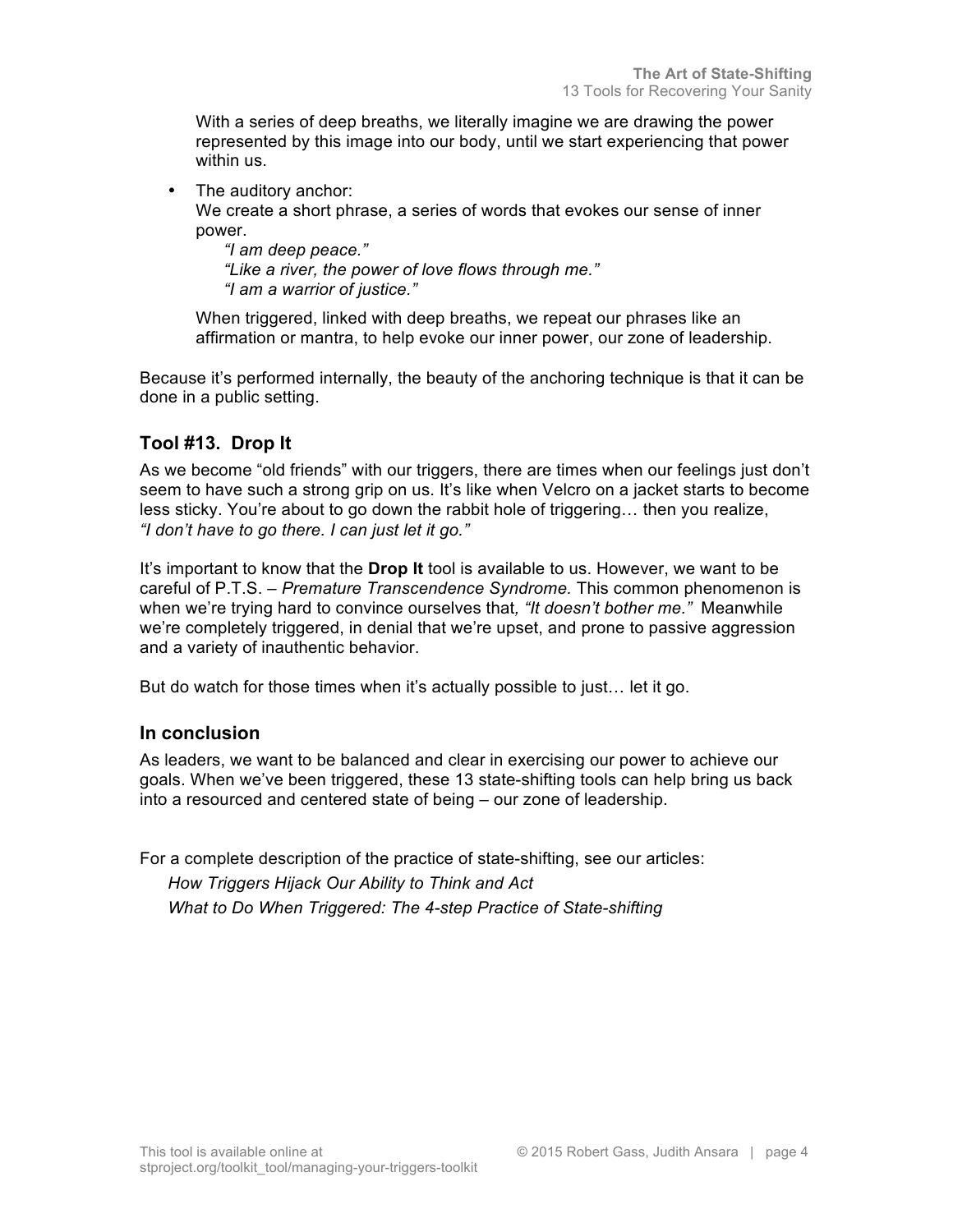With a series of deep breaths, we literally imagine we are drawing the power represented by this image into our body, until we start experiencing that power within us.

- The auditory anchor:
  We create a short phrase, a series of words that evokes our sense of inner power.
  *"I am deep peace."*
  *"Like a river, the power of love flows through me."*
  *"I am a warrior of justice."*

  When triggered, linked with deep breaths, we repeat our phrases like an affirmation or mantra, to help evoke our inner power, our zone of leadership.

Because it's performed internally, the beauty of the anchoring technique is that it can be done in a public setting.

### Tool #13. Drop It

As we become "old friends" with our triggers, there are times when our feelings just don't seem to have such a strong grip on us. It's like when Velcro on a jacket starts to become less sticky. You're about to go down the rabbit hole of triggering… then you realize, *"I don't have to go there. I can just let it go."*

It's important to know that the **Drop It** tool is available to us. However, we want to be careful of P.T.S. – *Premature Transcendence Syndrome*. This common phenomenon is when we're trying hard to convince ourselves that*, "It doesn't bother me."* Meanwhile we're completely triggered, in denial that we're upset, and prone to passive aggression and a variety of inauthentic behavior.

But do watch for those times when it's actually possible to just… let it go.

### In conclusion

As leaders, we want to be balanced and clear in exercising our power to achieve our goals. When we've been triggered, these 13 state-shifting tools can help bring us back into a resourced and centered state of being – our zone of leadership.

For a complete description of the practice of state-shifting, see our articles:

*How Triggers Hijack Our Ability to Think and Act*
*What to Do When Triggered: The 4-step Practice of State-shifting*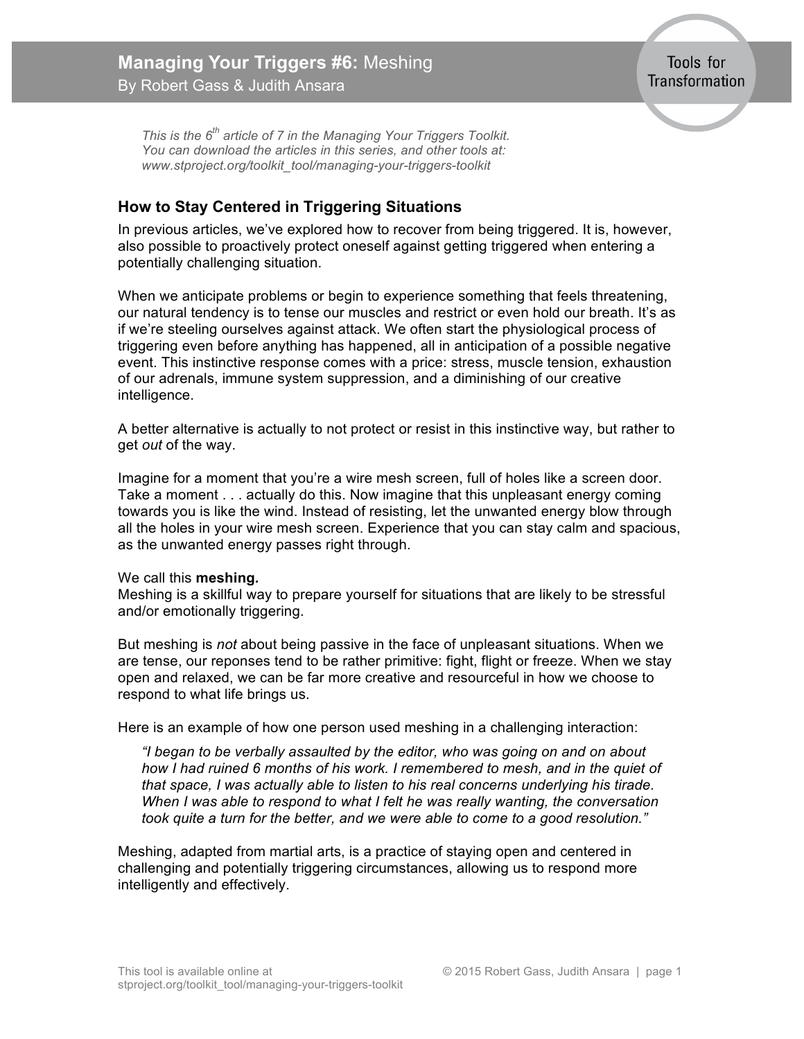# Managing Your Triggers #6: Meshing

By Robert Gass & Judith Ansara

*This is the 6th article of 7 in the Managing Your Triggers Toolkit. You can download the articles in this series, and other tools at: www.stproject.org/toolkit_tool/managing-your-triggers-toolkit*

## How to Stay Centered in Triggering Situations

In previous articles, we've explored how to recover from being triggered. It is, however, also possible to proactively protect oneself against getting triggered when entering a potentially challenging situation.

When we anticipate problems or begin to experience something that feels threatening, our natural tendency is to tense our muscles and restrict or even hold our breath. It's as if we're steeling ourselves against attack. We often start the physiological process of triggering even before anything has happened, all in anticipation of a possible negative event. This instinctive response comes with a price: stress, muscle tension, exhaustion of our adrenals, immune system suppression, and a diminishing of our creative intelligence.

A better alternative is actually to not protect or resist in this instinctive way, but rather to get *out* of the way.

Imagine for a moment that you're a wire mesh screen, full of holes like a screen door. Take a moment . . . actually do this. Now imagine that this unpleasant energy coming towards you is like the wind. Instead of resisting, let the unwanted energy blow through all the holes in your wire mesh screen. Experience that you can stay calm and spacious, as the unwanted energy passes right through.

We call this **meshing.**
Meshing is a skillful way to prepare yourself for situations that are likely to be stressful and/or emotionally triggering.

But meshing is *not* about being passive in the face of unpleasant situations. When we are tense, our reponses tend to be rather primitive: fight, flight or freeze. When we stay open and relaxed, we can be far more creative and resourceful in how we choose to respond to what life brings us.

Here is an example of how one person used meshing in a challenging interaction:

> *"I began to be verbally assaulted by the editor, who was going on and on about how I had ruined 6 months of his work. I remembered to mesh, and in the quiet of that space, I was actually able to listen to his real concerns underlying his tirade. When I was able to respond to what I felt he was really wanting, the conversation took quite a turn for the better, and we were able to come to a good resolution."*

Meshing, adapted from martial arts, is a practice of staying open and centered in challenging and potentially triggering circumstances, allowing us to respond more intelligently and effectively.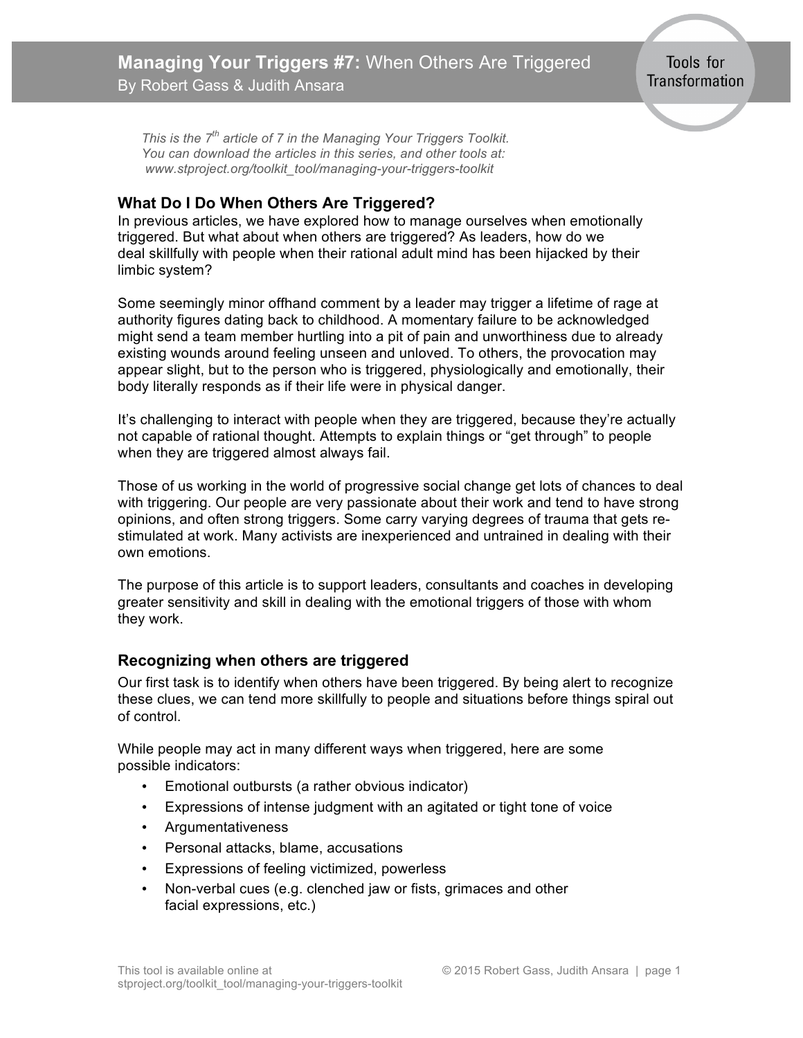# Managing Your Triggers #7: When Others Are Triggered

By Robert Gass & Judith Ansara

Tools for Transformation

*This is the 7th article of 7 in the Managing Your Triggers Toolkit. You can download the articles in this series, and other tools at: www.stproject.org/toolkit_tool/managing-your-triggers-toolkit*

### What Do I Do When Others Are Triggered?

In previous articles, we have explored how to manage ourselves when emotionally triggered. But what about when others are triggered? As leaders, how do we deal skillfully with people when their rational adult mind has been hijacked by their limbic system?

Some seemingly minor offhand comment by a leader may trigger a lifetime of rage at authority figures dating back to childhood. A momentary failure to be acknowledged might send a team member hurtling into a pit of pain and unworthiness due to already existing wounds around feeling unseen and unloved. To others, the provocation may appear slight, but to the person who is triggered, physiologically and emotionally, their body literally responds as if their life were in physical danger.

It's challenging to interact with people when they are triggered, because they're actually not capable of rational thought. Attempts to explain things or "get through" to people when they are triggered almost always fail.

Those of us working in the world of progressive social change get lots of chances to deal with triggering. Our people are very passionate about their work and tend to have strong opinions, and often strong triggers. Some carry varying degrees of trauma that gets re-stimulated at work. Many activists are inexperienced and untrained in dealing with their own emotions.

The purpose of this article is to support leaders, consultants and coaches in developing greater sensitivity and skill in dealing with the emotional triggers of those with whom they work.

### Recognizing when others are triggered

Our first task is to identify when others have been triggered. By being alert to recognize these clues, we can tend more skillfully to people and situations before things spiral out of control.

While people may act in many different ways when triggered, here are some possible indicators:

- Emotional outbursts (a rather obvious indicator)
- Expressions of intense judgment with an agitated or tight tone of voice
- Argumentativeness
- Personal attacks, blame, accusations
- Expressions of feeling victimized, powerless
- Non-verbal cues (e.g. clenched jaw or fists, grimaces and other facial expressions, etc.)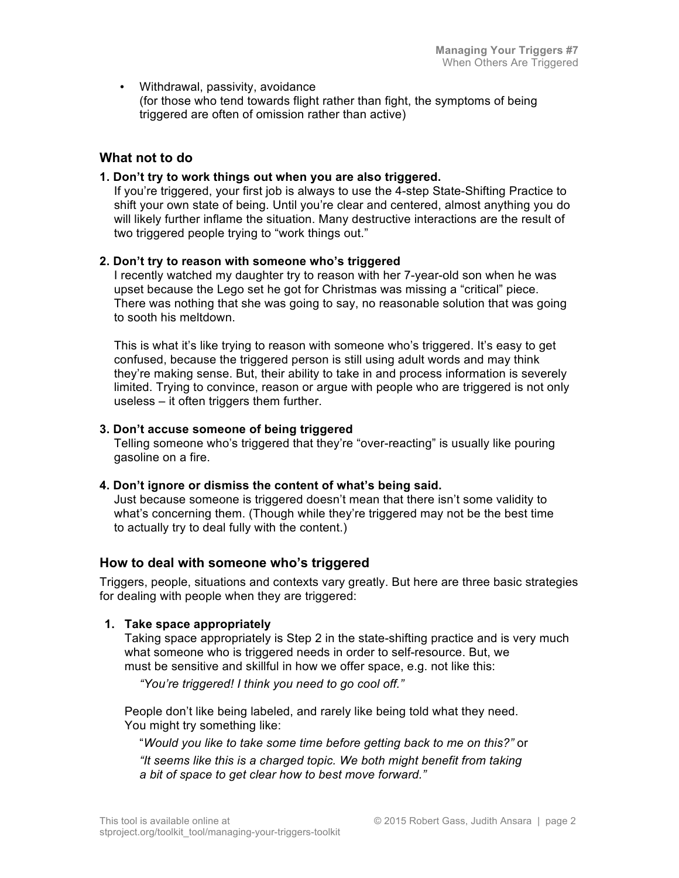- Withdrawal, passivity, avoidance
  (for those who tend towards flight rather than fight, the symptoms of being triggered are often of omission rather than active)

## What not to do

**1. Don't try to work things out when you are also triggered.**
If you're triggered, your first job is always to use the 4-step State-Shifting Practice to shift your own state of being. Until you're clear and centered, almost anything you do will likely further inflame the situation. Many destructive interactions are the result of two triggered people trying to "work things out."

**2. Don't try to reason with someone who's triggered**
I recently watched my daughter try to reason with her 7-year-old son when he was upset because the Lego set he got for Christmas was missing a "critical" piece. There was nothing that she was going to say, no reasonable solution that was going to sooth his meltdown.

This is what it's like trying to reason with someone who's triggered. It's easy to get confused, because the triggered person is still using adult words and may think they're making sense. But, their ability to take in and process information is severely limited. Trying to convince, reason or argue with people who are triggered is not only useless – it often triggers them further.

**3. Don't accuse someone of being triggered**
Telling someone who's triggered that they're "over-reacting" is usually like pouring gasoline on a fire.

**4. Don't ignore or dismiss the content of what's being said.**
Just because someone is triggered doesn't mean that there isn't some validity to what's concerning them. (Though while they're triggered may not be the best time to actually try to deal fully with the content.)

## How to deal with someone who's triggered

Triggers, people, situations and contexts vary greatly. But here are three basic strategies for dealing with people when they are triggered:

**1. Take space appropriately**
Taking space appropriately is Step 2 in the state-shifting practice and is very much what someone who is triggered needs in order to self-resource. But, we must be sensitive and skillful in how we offer space, e.g. not like this:

> *"You're triggered! I think you need to go cool off."*

People don't like being labeled, and rarely like being told what they need. You might try something like:

> "*Would you like to take some time before getting back to me on this?"* or
>
> *"It seems like this is a charged topic. We both might benefit from taking a bit of space to get clear how to best move forward."*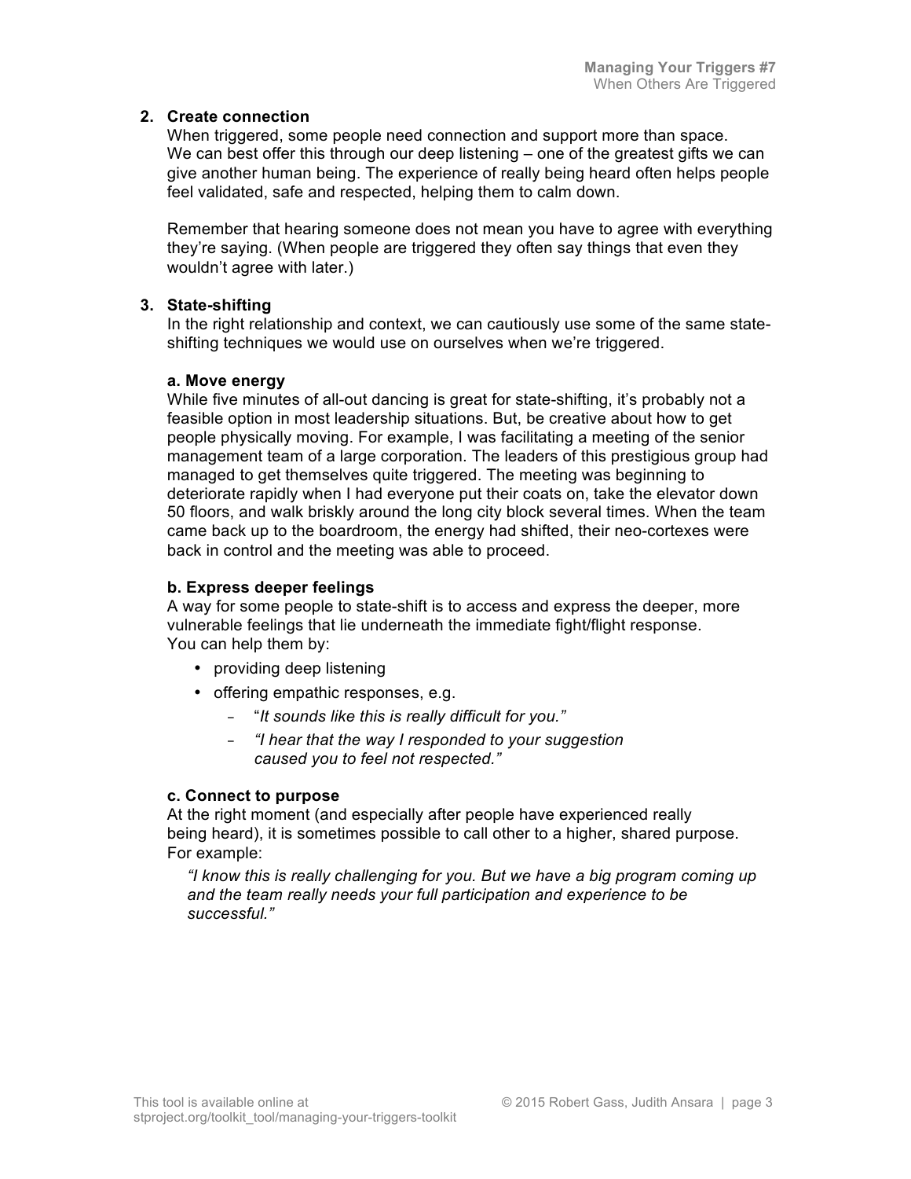2. **Create connection**
   When triggered, some people need connection and support more than space. We can best offer this through our deep listening – one of the greatest gifts we can give another human being. The experience of really being heard often helps people feel validated, safe and respected, helping them to calm down.

   Remember that hearing someone does not mean you have to agree with everything they're saying. (When people are triggered they often say things that even they wouldn't agree with later.)

3. **State-shifting**
   In the right relationship and context, we can cautiously use some of the same state-shifting techniques we would use on ourselves when we're triggered.

   **a. Move energy**
   While five minutes of all-out dancing is great for state-shifting, it's probably not a feasible option in most leadership situations. But, be creative about how to get people physically moving. For example, I was facilitating a meeting of the senior management team of a large corporation. The leaders of this prestigious group had managed to get themselves quite triggered. The meeting was beginning to deteriorate rapidly when I had everyone put their coats on, take the elevator down 50 floors, and walk briskly around the long city block several times. When the team came back up to the boardroom, the energy had shifted, their neo-cortexes were back in control and the meeting was able to proceed.

   **b. Express deeper feelings**
   A way for some people to state-shift is to access and express the deeper, more vulnerable feelings that lie underneath the immediate fight/flight response. You can help them by:

   - providing deep listening
   - offering empathic responses, e.g.
     - "*It sounds like this is really difficult for you.*"
     - *"I hear that the way I responded to your suggestion caused you to feel not respected."*

   **c. Connect to purpose**
   At the right moment (and especially after people have experienced really being heard), it is sometimes possible to call other to a higher, shared purpose. For example:

   *"I know this is really challenging for you. But we have a big program coming up and the team really needs your full participation and experience to be successful."*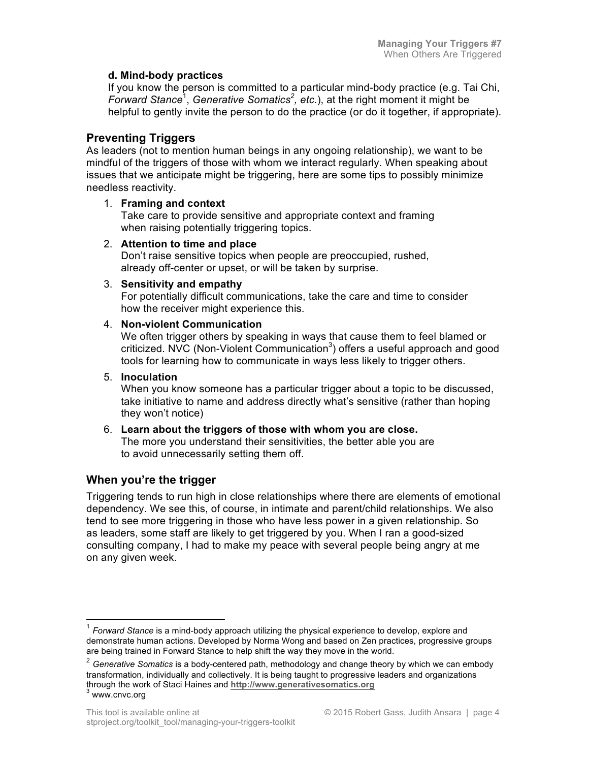**d. Mind-body practices**

If you know the person is committed to a particular mind-body practice (e.g. Tai Chi, *Forward Stance*[1], *Generative Somatics*[2]*, etc.*), at the right moment it might be helpful to gently invite the person to do the practice (or do it together, if appropriate).

## Preventing Triggers

As leaders (not to mention human beings in any ongoing relationship), we want to be mindful of the triggers of those with whom we interact regularly. When speaking about issues that we anticipate might be triggering, here are some tips to possibly minimize needless reactivity.

1. **Framing and context**
   Take care to provide sensitive and appropriate context and framing when raising potentially triggering topics.
2. **Attention to time and place**
   Don't raise sensitive topics when people are preoccupied, rushed, already off-center or upset, or will be taken by surprise.
3. **Sensitivity and empathy**
   For potentially difficult communications, take the care and time to consider how the receiver might experience this.
4. **Non-violent Communication**
   We often trigger others by speaking in ways that cause them to feel blamed or criticized. NVC (Non-Violent Communication[3]) offers a useful approach and good tools for learning how to communicate in ways less likely to trigger others.
5. **Inoculation**
   When you know someone has a particular trigger about a topic to be discussed, take initiative to name and address directly what's sensitive (rather than hoping they won't notice)
6. **Learn about the triggers of those with whom you are close.**
   The more you understand their sensitivities, the better able you are to avoid unnecessarily setting them off.

## When you're the trigger

Triggering tends to run high in close relationships where there are elements of emotional dependency. We see this, of course, in intimate and parent/child relationships. We also tend to see more triggering in those who have less power in a given relationship. So as leaders, some staff are likely to get triggered by you. When I ran a good-sized consulting company, I had to make my peace with several people being angry at me on any given week.

---

[1] *Forward Stance* is a mind-body approach utilizing the physical experience to develop, explore and demonstrate human actions. Developed by Norma Wong and based on Zen practices, progressive groups are being trained in Forward Stance to help shift the way they move in the world.

[2] *Generative Somatics* is a body-centered path, methodology and change theory by which we can embody transformation, individually and collectively. It is being taught to progressive leaders and organizations through the work of Staci Haines and **http://www.generativesomatics.org**

[3] www.cnvc.org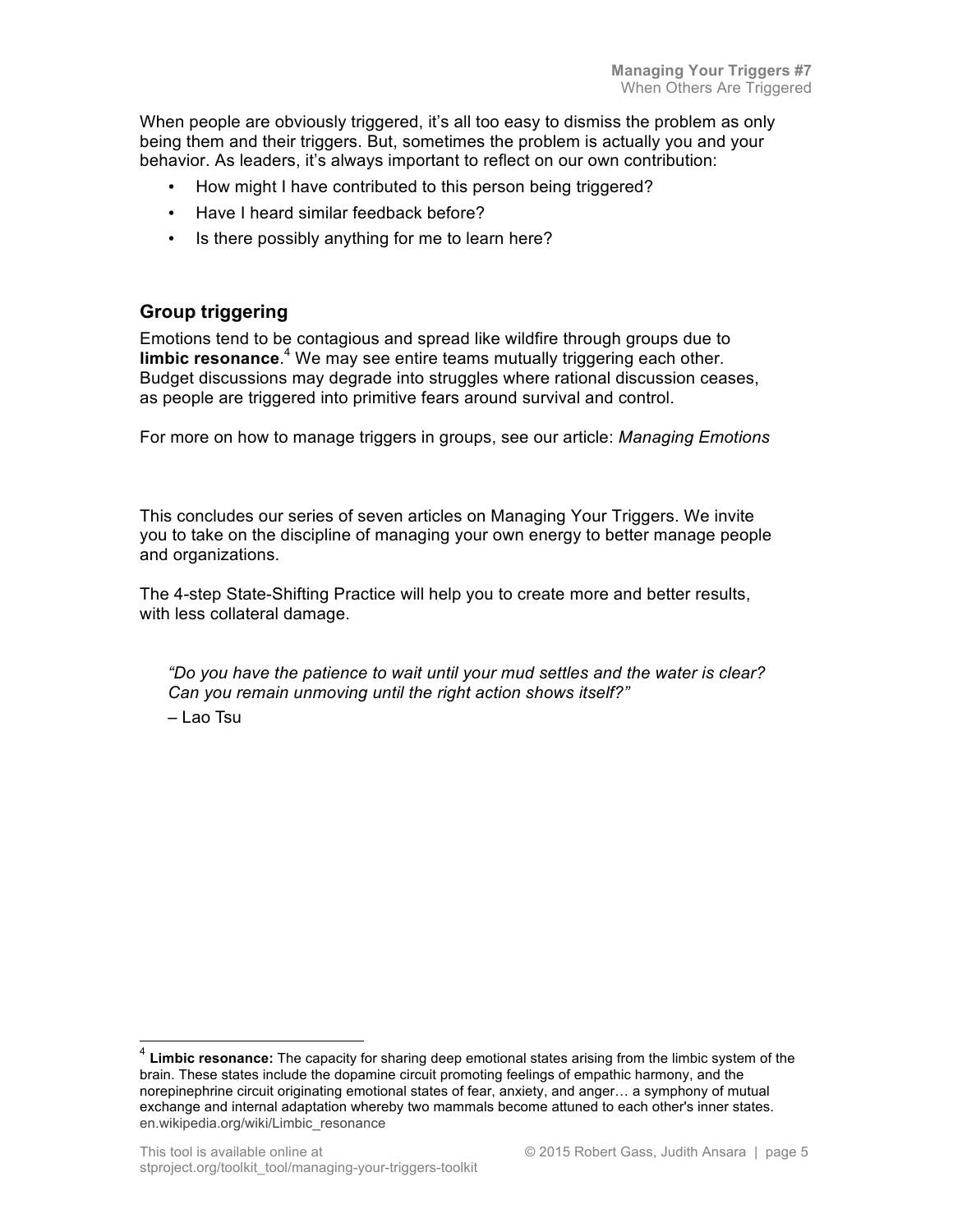When people are obviously triggered, it's all too easy to dismiss the problem as only being them and their triggers. But, sometimes the problem is actually you and your behavior. As leaders, it's always important to reflect on our own contribution:

- How might I have contributed to this person being triggered?
- Have I heard similar feedback before?
- Is there possibly anything for me to learn here?

## Group triggering

Emotions tend to be contagious and spread like wildfire through groups due to **limbic resonance**.[4] We may see entire teams mutually triggering each other. Budget discussions may degrade into struggles where rational discussion ceases, as people are triggered into primitive fears around survival and control.

For more on how to manage triggers in groups, see our article: *Managing Emotions*

This concludes our series of seven articles on Managing Your Triggers. We invite you to take on the discipline of managing your own energy to better manage people and organizations.

The 4-step State-Shifting Practice will help you to create more and better results, with less collateral damage.

> *"Do you have the patience to wait until your mud settles and the water is clear? Can you remain unmoving until the right action shows itself?"*
>
> – Lao Tsu

---

[4] **Limbic resonance:** The capacity for sharing deep emotional states arising from the limbic system of the brain. These states include the dopamine circuit promoting feelings of empathic harmony, and the norepinephrine circuit originating emotional states of fear, anxiety, and anger… a symphony of mutual exchange and internal adaptation whereby two mammals become attuned to each other's inner states. en.wikipedia.org/wiki/Limbic_resonance

This tool is available online at stproject.org/toolkit_tool/managing-your-triggers-toolkit

© 2015 Robert Gass, Judith Ansara